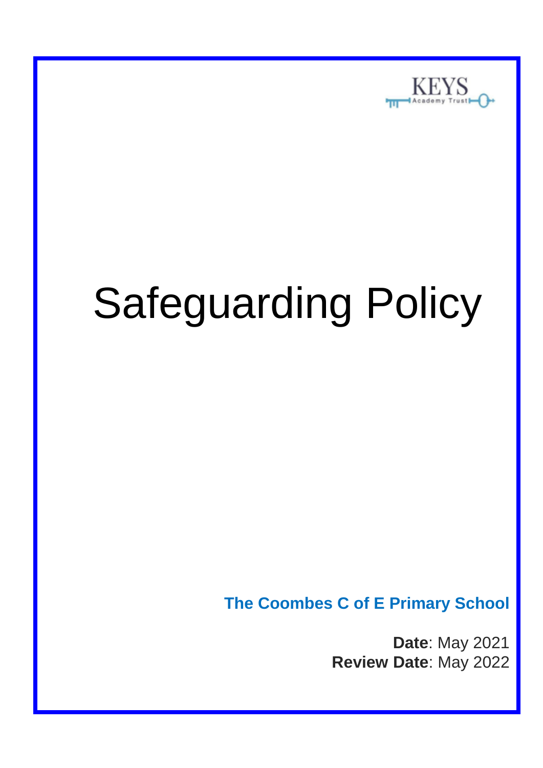KEYS
Academy Trust

# Safeguarding Policy

**The Coombes C of E Primary School**

**Date**: May 2021
**Review Date**: May 2022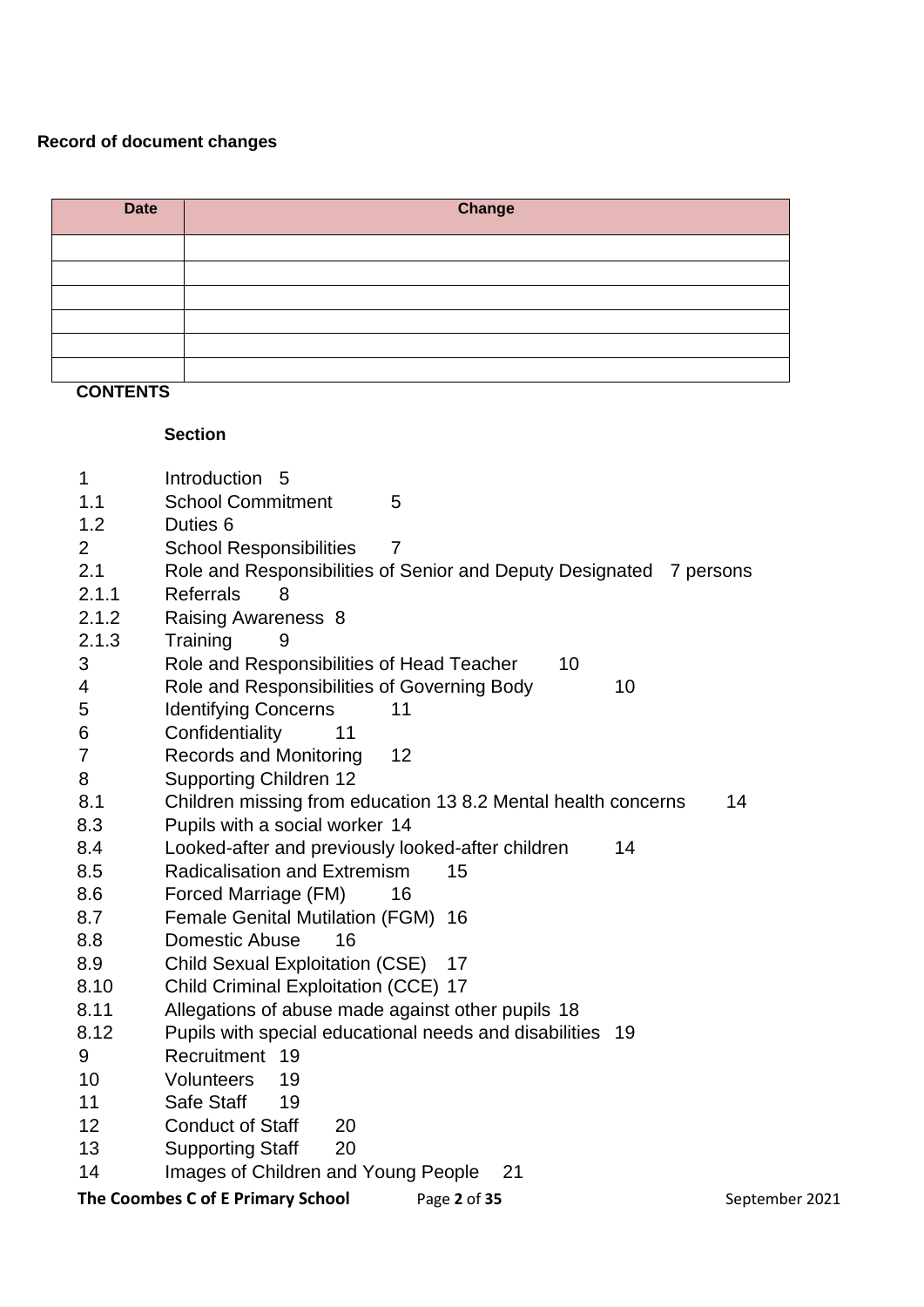**Record of document changes**

| Date | Change |
|---|---|
| | |
| | |
| | |
| | |
| | |
| | |

**CONTENTS**

**Section**

| | | |
|---|---|---|
| 1 | Introduction | 5 |
| 1.1 | School Commitment | 5 |
| 1.2 | Duties | 6 |
| 2 | School Responsibilities | 7 |
| 2.1 | Role and Responsibilities of Senior and Deputy Designated persons | 7 |
| 2.1.1 | Referrals | 8 |
| 2.1.2 | Raising Awareness | 8 |
| 2.1.3 | Training | 9 |
| 3 | Role and Responsibilities of Head Teacher | 10 |
| 4 | Role and Responsibilities of Governing Body | 10 |
| 5 | Identifying Concerns | 11 |
| 6 | Confidentiality | 11 |
| 7 | Records and Monitoring | 12 |
| 8 | Supporting Children | 12 |
| 8.1 | Children missing from education | 13 |
| 8.2 | Mental health concerns | 14 |
| 8.3 | Pupils with a social worker | 14 |
| 8.4 | Looked-after and previously looked-after children | 14 |
| 8.5 | Radicalisation and Extremism | 15 |
| 8.6 | Forced Marriage (FM) | 16 |
| 8.7 | Female Genital Mutilation (FGM) | 16 |
| 8.8 | Domestic Abuse | 16 |
| 8.9 | Child Sexual Exploitation (CSE) | 17 |
| 8.10 | Child Criminal Exploitation (CCE) | 17 |
| 8.11 | Allegations of abuse made against other pupils | 18 |
| 8.12 | Pupils with special educational needs and disabilities | 19 |
| 9 | Recruitment | 19 |
| 10 | Volunteers | 19 |
| 11 | Safe Staff | 19 |
| 12 | Conduct of Staff | 20 |
| 13 | Supporting Staff | 20 |
| 14 | Images of Children and Young People | 21 |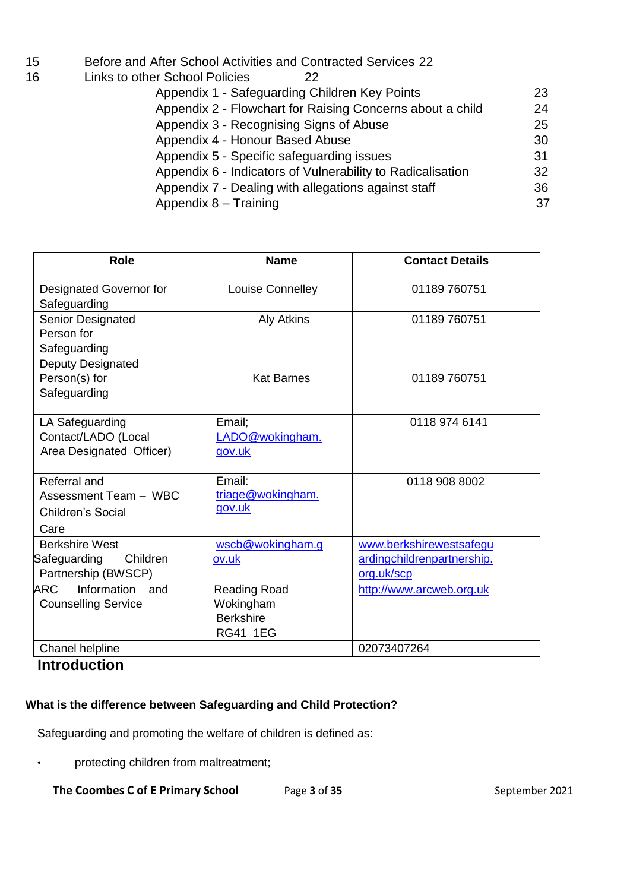| | | |
|---|---|---|
| 15 | Before and After School Activities and Contracted Services | 22 |
| 16 | Links to other School Policies | 22 |
| | Appendix 1 - Safeguarding Children Key Points | 23 |
| | Appendix 2 - Flowchart for Raising Concerns about a child | 24 |
| | Appendix 3 - Recognising Signs of Abuse | 25 |
| | Appendix 4 - Honour Based Abuse | 30 |
| | Appendix 5 - Specific safeguarding issues | 31 |
| | Appendix 6 - Indicators of Vulnerability to Radicalisation | 32 |
| | Appendix 7 - Dealing with allegations against staff | 36 |
| | Appendix 8 – Training | 37 |

| Role | Name | Contact Details |
|---|---|---|
| Designated Governor for Safeguarding | Louise Connelley | 01189 760751 |
| Senior Designated Person for Safeguarding | Aly Atkins | 01189 760751 |
| Deputy Designated Person(s) for Safeguarding | Kat Barnes | 01189 760751 |
| LA Safeguarding Contact/LADO (Local Area Designated Officer) | Email; LADO@wokingham.gov.uk | 0118 974 6141 |
| Referral and Assessment Team – WBC Children's Social Care | Email: triage@wokingham.gov.uk | 0118 908 8002 |
| Berkshire West Safeguarding Children Partnership (BWSCP) | wscb@wokingham.gov.uk | www.berkshirewestsafeguardingchildrenpartnership.org.uk/scp |
| ARC Information and Counselling Service | Reading Road Wokingham Berkshire RG41 1EG | http://www.arcweb.org.uk |
| Chanel helpline | | 02073407264 |

## Introduction

**What is the difference between Safeguarding and Child Protection?**

Safeguarding and promoting the welfare of children is defined as:

- protecting children from maltreatment;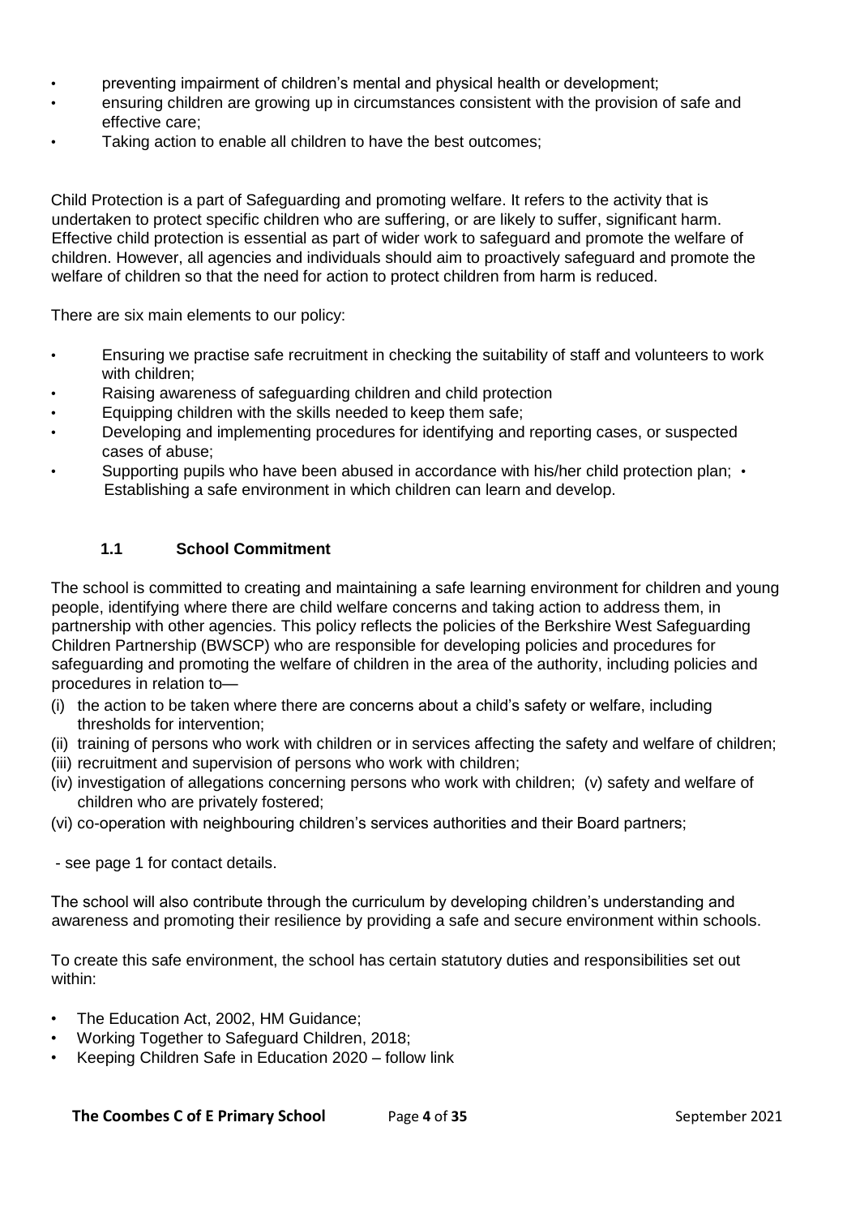- preventing impairment of children's mental and physical health or development;
- ensuring children are growing up in circumstances consistent with the provision of safe and effective care;
- Taking action to enable all children to have the best outcomes;

Child Protection is a part of Safeguarding and promoting welfare. It refers to the activity that is undertaken to protect specific children who are suffering, or are likely to suffer, significant harm. Effective child protection is essential as part of wider work to safeguard and promote the welfare of children. However, all agencies and individuals should aim to proactively safeguard and promote the welfare of children so that the need for action to protect children from harm is reduced.

There are six main elements to our policy:

- Ensuring we practise safe recruitment in checking the suitability of staff and volunteers to work with children;
- Raising awareness of safeguarding children and child protection
- Equipping children with the skills needed to keep them safe;
- Developing and implementing procedures for identifying and reporting cases, or suspected cases of abuse;
- Supporting pupils who have been abused in accordance with his/her child protection plan;
- Establishing a safe environment in which children can learn and develop.

### 1.1 School Commitment

The school is committed to creating and maintaining a safe learning environment for children and young people, identifying where there are child welfare concerns and taking action to address them, in partnership with other agencies. This policy reflects the policies of the Berkshire West Safeguarding Children Partnership (BWSCP) who are responsible for developing policies and procedures for safeguarding and promoting the welfare of children in the area of the authority, including policies and procedures in relation to—

(i) the action to be taken where there are concerns about a child's safety or welfare, including thresholds for intervention;
(ii) training of persons who work with children or in services affecting the safety and welfare of children;
(iii) recruitment and supervision of persons who work with children;
(iv) investigation of allegations concerning persons who work with children;
(v) safety and welfare of children who are privately fostered;
(vi) co-operation with neighbouring children's services authorities and their Board partners;

- see page 1 for contact details.

The school will also contribute through the curriculum by developing children's understanding and awareness and promoting their resilience by providing a safe and secure environment within schools.

To create this safe environment, the school has certain statutory duties and responsibilities set out within:

- The Education Act, 2002, HM Guidance;
- Working Together to Safeguard Children, 2018;
- Keeping Children Safe in Education 2020 – follow link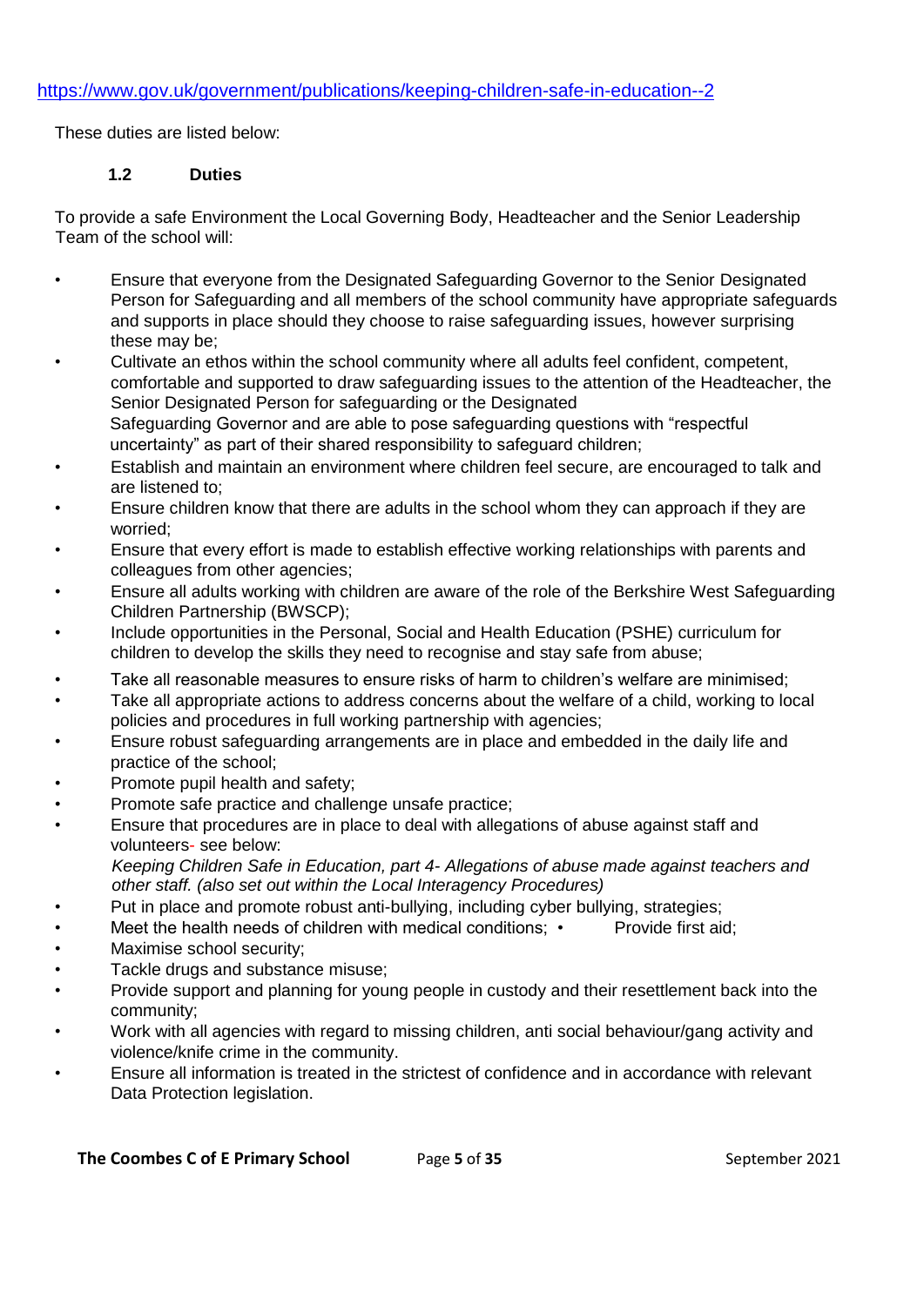https://www.gov.uk/government/publications/keeping-children-safe-in-education--2

These duties are listed below:

### 1.2 Duties

To provide a safe Environment the Local Governing Body, Headteacher and the Senior Leadership Team of the school will:

- Ensure that everyone from the Designated Safeguarding Governor to the Senior Designated Person for Safeguarding and all members of the school community have appropriate safeguards and supports in place should they choose to raise safeguarding issues, however surprising these may be;
- Cultivate an ethos within the school community where all adults feel confident, competent, comfortable and supported to draw safeguarding issues to the attention of the Headteacher, the Senior Designated Person for safeguarding or the Designated Safeguarding Governor and are able to pose safeguarding questions with "respectful uncertainty" as part of their shared responsibility to safeguard children;
- Establish and maintain an environment where children feel secure, are encouraged to talk and are listened to;
- Ensure children know that there are adults in the school whom they can approach if they are worried;
- Ensure that every effort is made to establish effective working relationships with parents and colleagues from other agencies;
- Ensure all adults working with children are aware of the role of the Berkshire West Safeguarding Children Partnership (BWSCP);
- Include opportunities in the Personal, Social and Health Education (PSHE) curriculum for children to develop the skills they need to recognise and stay safe from abuse;
- Take all reasonable measures to ensure risks of harm to children's welfare are minimised;
- Take all appropriate actions to address concerns about the welfare of a child, working to local policies and procedures in full working partnership with agencies;
- Ensure robust safeguarding arrangements are in place and embedded in the daily life and practice of the school;
- Promote pupil health and safety;
- Promote safe practice and challenge unsafe practice;
- Ensure that procedures are in place to deal with allegations of abuse against staff and volunteers- see below:
  *Keeping Children Safe in Education, part 4- Allegations of abuse made against teachers and other staff. (also set out within the Local Interagency Procedures)*
- Put in place and promote robust anti-bullying, including cyber bullying, strategies;
- Meet the health needs of children with medical conditions;
- Provide first aid;
- Maximise school security;
- Tackle drugs and substance misuse;
- Provide support and planning for young people in custody and their resettlement back into the community;
- Work with all agencies with regard to missing children, anti social behaviour/gang activity and violence/knife crime in the community.
- Ensure all information is treated in the strictest of confidence and in accordance with relevant Data Protection legislation.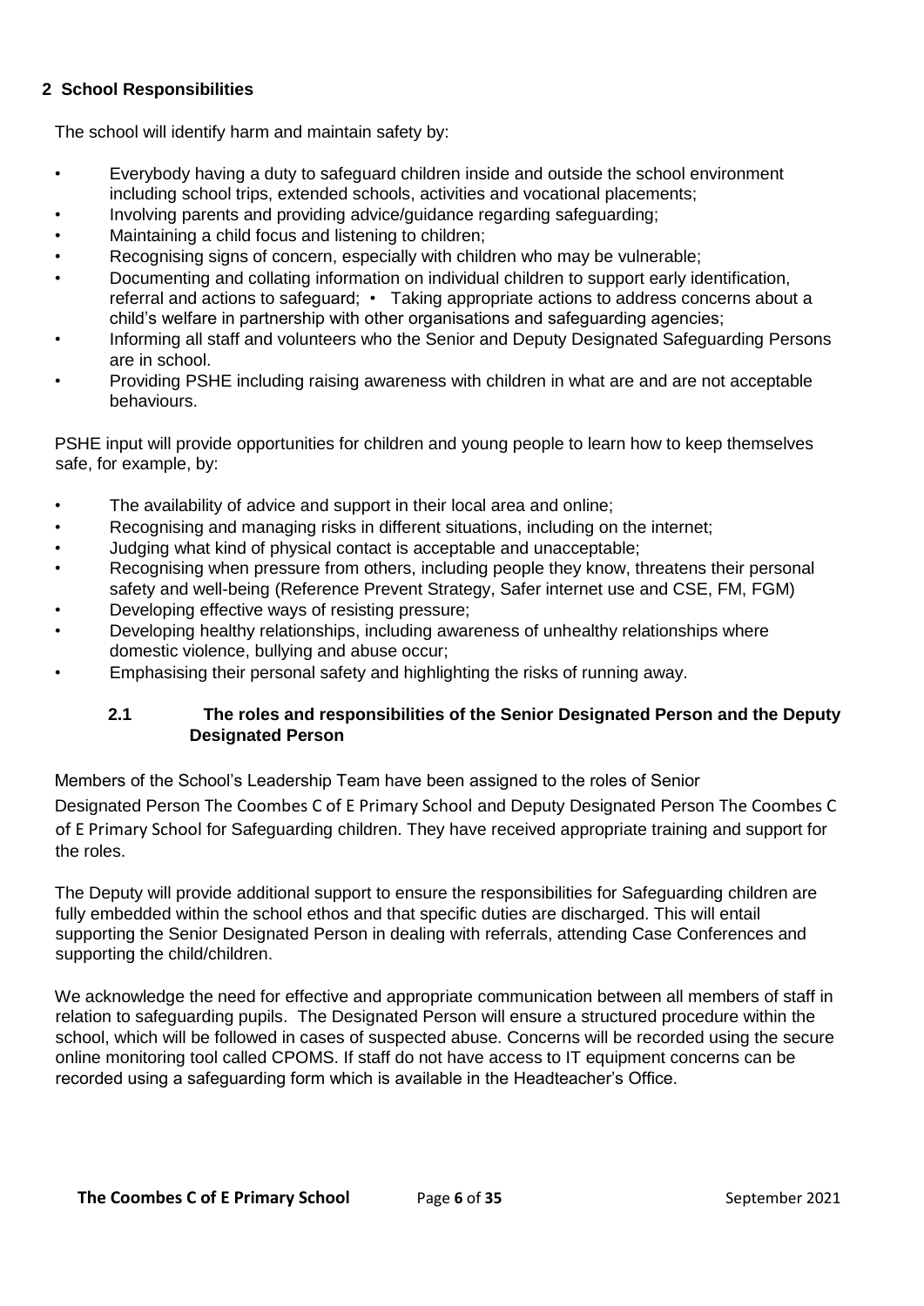## 2 School Responsibilities

The school will identify harm and maintain safety by:

- Everybody having a duty to safeguard children inside and outside the school environment including school trips, extended schools, activities and vocational placements;
- Involving parents and providing advice/guidance regarding safeguarding;
- Maintaining a child focus and listening to children;
- Recognising signs of concern, especially with children who may be vulnerable;
- Documenting and collating information on individual children to support early identification, referral and actions to safeguard; • Taking appropriate actions to address concerns about a child's welfare in partnership with other organisations and safeguarding agencies;
- Informing all staff and volunteers who the Senior and Deputy Designated Safeguarding Persons are in school.
- Providing PSHE including raising awareness with children in what are and are not acceptable behaviours.

PSHE input will provide opportunities for children and young people to learn how to keep themselves safe, for example, by:

- The availability of advice and support in their local area and online;
- Recognising and managing risks in different situations, including on the internet;
- Judging what kind of physical contact is acceptable and unacceptable;
- Recognising when pressure from others, including people they know, threatens their personal safety and well-being (Reference Prevent Strategy, Safer internet use and CSE, FM, FGM)
- Developing effective ways of resisting pressure;
- Developing healthy relationships, including awareness of unhealthy relationships where domestic violence, bullying and abuse occur;
- Emphasising their personal safety and highlighting the risks of running away.

### 2.1 The roles and responsibilities of the Senior Designated Person and the Deputy Designated Person

Members of the School's Leadership Team have been assigned to the roles of Senior Designated Person The Coombes C of E Primary School and Deputy Designated Person The Coombes C of E Primary School for Safeguarding children. They have received appropriate training and support for the roles.

The Deputy will provide additional support to ensure the responsibilities for Safeguarding children are fully embedded within the school ethos and that specific duties are discharged. This will entail supporting the Senior Designated Person in dealing with referrals, attending Case Conferences and supporting the child/children.

We acknowledge the need for effective and appropriate communication between all members of staff in relation to safeguarding pupils. The Designated Person will ensure a structured procedure within the school, which will be followed in cases of suspected abuse. Concerns will be recorded using the secure online monitoring tool called CPOMS. If staff do not have access to IT equipment concerns can be recorded using a safeguarding form which is available in the Headteacher's Office.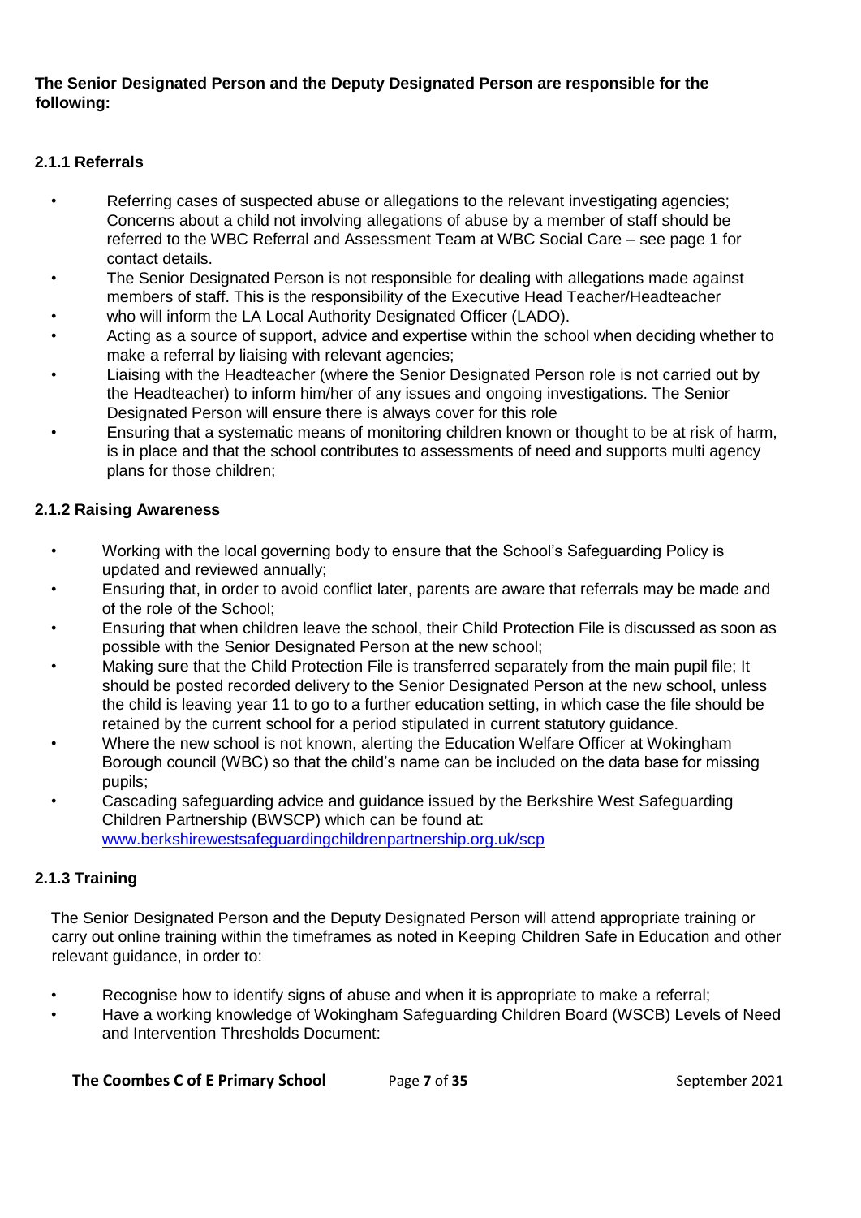**The Senior Designated Person and the Deputy Designated Person are responsible for the following:**

### 2.1.1 Referrals

- Referring cases of suspected abuse or allegations to the relevant investigating agencies; Concerns about a child not involving allegations of abuse by a member of staff should be referred to the WBC Referral and Assessment Team at WBC Social Care – see page 1 for contact details.
- The Senior Designated Person is not responsible for dealing with allegations made against members of staff. This is the responsibility of the Executive Head Teacher/Headteacher
- who will inform the LA Local Authority Designated Officer (LADO).
- Acting as a source of support, advice and expertise within the school when deciding whether to make a referral by liaising with relevant agencies;
- Liaising with the Headteacher (where the Senior Designated Person role is not carried out by the Headteacher) to inform him/her of any issues and ongoing investigations. The Senior Designated Person will ensure there is always cover for this role
- Ensuring that a systematic means of monitoring children known or thought to be at risk of harm, is in place and that the school contributes to assessments of need and supports multi agency plans for those children;

### 2.1.2 Raising Awareness

- Working with the local governing body to ensure that the School's Safeguarding Policy is updated and reviewed annually;
- Ensuring that, in order to avoid conflict later, parents are aware that referrals may be made and of the role of the School;
- Ensuring that when children leave the school, their Child Protection File is discussed as soon as possible with the Senior Designated Person at the new school;
- Making sure that the Child Protection File is transferred separately from the main pupil file; It should be posted recorded delivery to the Senior Designated Person at the new school, unless the child is leaving year 11 to go to a further education setting, in which case the file should be retained by the current school for a period stipulated in current statutory guidance.
- Where the new school is not known, alerting the Education Welfare Officer at Wokingham Borough council (WBC) so that the child's name can be included on the data base for missing pupils;
- Cascading safeguarding advice and guidance issued by the Berkshire West Safeguarding Children Partnership (BWSCP) which can be found at: [www.berkshirewestsafeguardingchildrenpartnership.org.uk/scp](http://www.berkshirewestsafeguardingchildrenpartnership.org.uk/scp)

### 2.1.3 Training

The Senior Designated Person and the Deputy Designated Person will attend appropriate training or carry out online training within the timeframes as noted in Keeping Children Safe in Education and other relevant guidance, in order to:

- Recognise how to identify signs of abuse and when it is appropriate to make a referral;
- Have a working knowledge of Wokingham Safeguarding Children Board (WSCB) Levels of Need and Intervention Thresholds Document: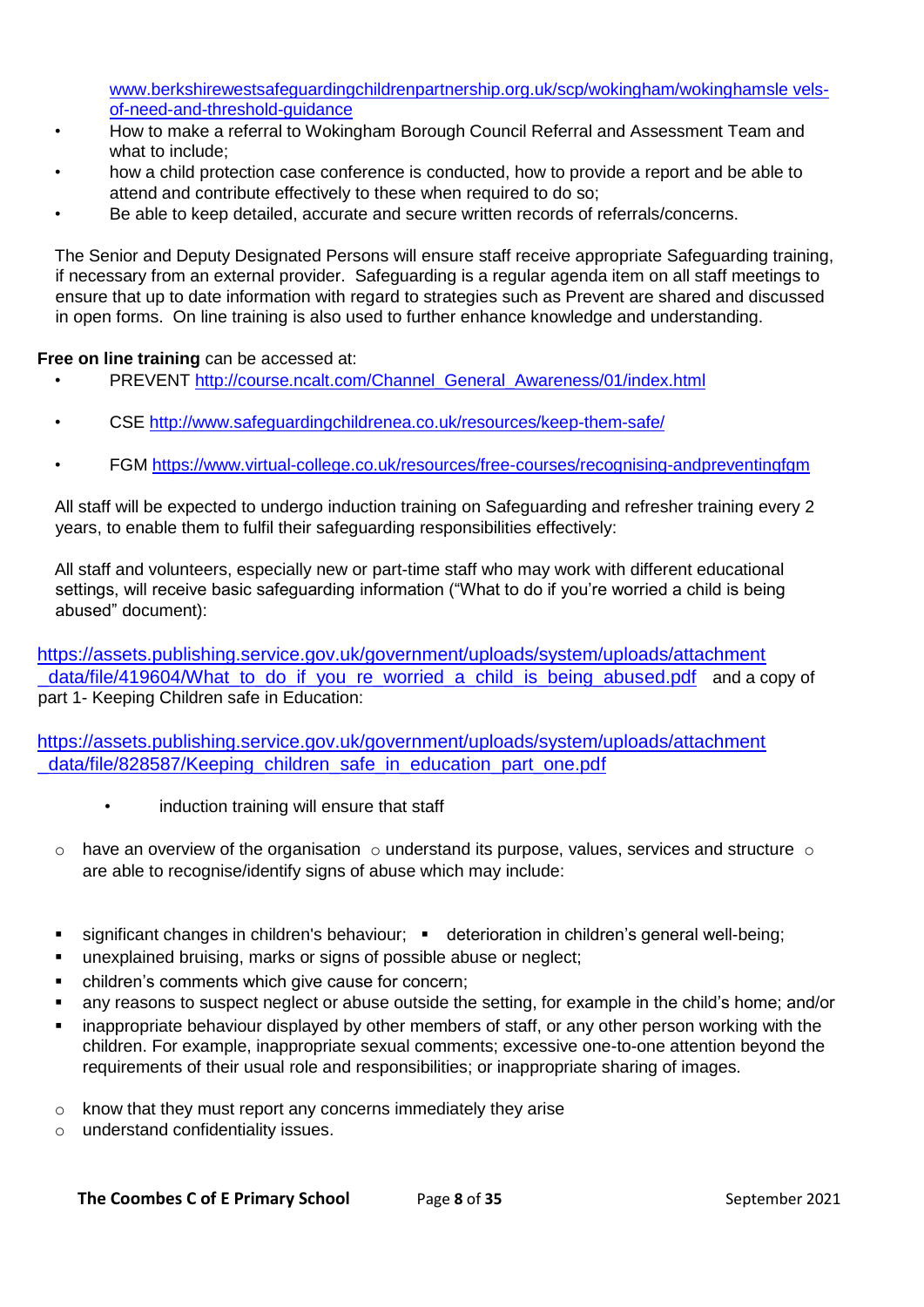www.berkshirewestsafeguardingchildrenpartnership.org.uk/scp/wokingham/wokinghamsle vels-of-need-and-threshold-guidance

- How to make a referral to Wokingham Borough Council Referral and Assessment Team and what to include;
- how a child protection case conference is conducted, how to provide a report and be able to attend and contribute effectively to these when required to do so;
- Be able to keep detailed, accurate and secure written records of referrals/concerns.

The Senior and Deputy Designated Persons will ensure staff receive appropriate Safeguarding training, if necessary from an external provider. Safeguarding is a regular agenda item on all staff meetings to ensure that up to date information with regard to strategies such as Prevent are shared and discussed in open forms. On line training is also used to further enhance knowledge and understanding.

**Free on line training** can be accessed at:

- PREVENT http://course.ncalt.com/Channel_General_Awareness/01/index.html
- CSE http://www.safeguardingchildrenea.co.uk/resources/keep-them-safe/
- FGM https://www.virtual-college.co.uk/resources/free-courses/recognising-andpreventingfgm

All staff will be expected to undergo induction training on Safeguarding and refresher training every 2 years, to enable them to fulfil their safeguarding responsibilities effectively:

All staff and volunteers, especially new or part-time staff who may work with different educational settings, will receive basic safeguarding information ("What to do if you're worried a child is being abused" document):

https://assets.publishing.service.gov.uk/government/uploads/system/uploads/attachment_data/file/419604/What_to_do_if_you_re_worried_a_child_is_being_abused.pdf and a copy of part 1- Keeping Children safe in Education:

https://assets.publishing.service.gov.uk/government/uploads/system/uploads/attachment_data/file/828587/Keeping_children_safe_in_education_part_one.pdf

- induction training will ensure that staff
  - have an overview of the organisation
  - understand its purpose, values, services and structure
  - are able to recognise/identify signs of abuse which may include:
    - significant changes in children's behaviour;
    - deterioration in children's general well-being;
    - unexplained bruising, marks or signs of possible abuse or neglect;
    - children's comments which give cause for concern;
    - any reasons to suspect neglect or abuse outside the setting, for example in the child's home; and/or
    - inappropriate behaviour displayed by other members of staff, or any other person working with the children. For example, inappropriate sexual comments; excessive one-to-one attention beyond the requirements of their usual role and responsibilities; or inappropriate sharing of images.
  - know that they must report any concerns immediately they arise
  - understand confidentiality issues.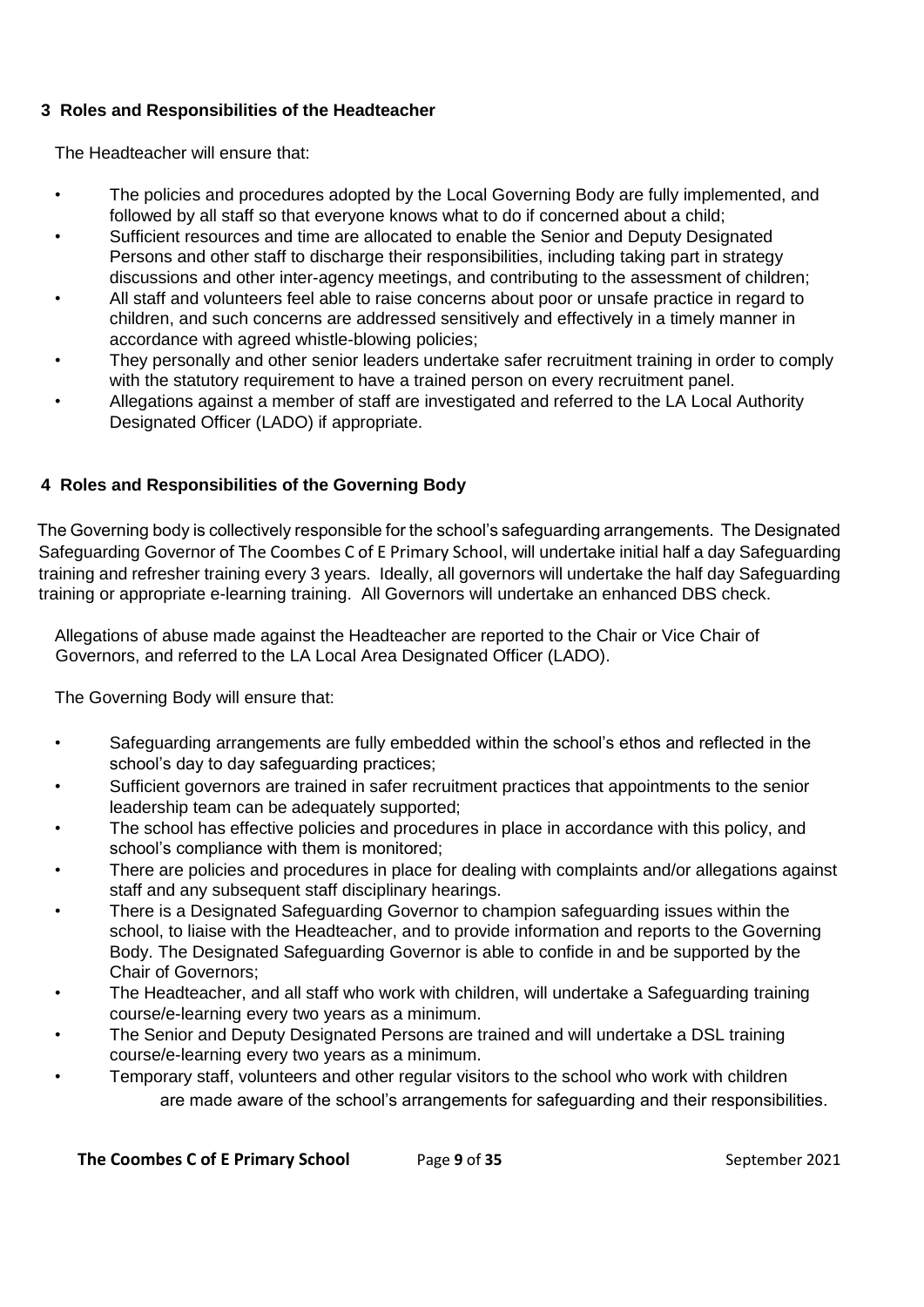## 3 Roles and Responsibilities of the Headteacher

The Headteacher will ensure that:

- The policies and procedures adopted by the Local Governing Body are fully implemented, and followed by all staff so that everyone knows what to do if concerned about a child;
- Sufficient resources and time are allocated to enable the Senior and Deputy Designated Persons and other staff to discharge their responsibilities, including taking part in strategy discussions and other inter-agency meetings, and contributing to the assessment of children;
- All staff and volunteers feel able to raise concerns about poor or unsafe practice in regard to children, and such concerns are addressed sensitively and effectively in a timely manner in accordance with agreed whistle-blowing policies;
- They personally and other senior leaders undertake safer recruitment training in order to comply with the statutory requirement to have a trained person on every recruitment panel.
- Allegations against a member of staff are investigated and referred to the LA Local Authority Designated Officer (LADO) if appropriate.

## 4 Roles and Responsibilities of the Governing Body

The Governing body is collectively responsible for the school's safeguarding arrangements. The Designated Safeguarding Governor of The Coombes C of E Primary School, will undertake initial half a day Safeguarding training and refresher training every 3 years. Ideally, all governors will undertake the half day Safeguarding training or appropriate e-learning training. All Governors will undertake an enhanced DBS check.

Allegations of abuse made against the Headteacher are reported to the Chair or Vice Chair of Governors, and referred to the LA Local Area Designated Officer (LADO).

The Governing Body will ensure that:

- Safeguarding arrangements are fully embedded within the school's ethos and reflected in the school's day to day safeguarding practices;
- Sufficient governors are trained in safer recruitment practices that appointments to the senior leadership team can be adequately supported;
- The school has effective policies and procedures in place in accordance with this policy, and school's compliance with them is monitored;
- There are policies and procedures in place for dealing with complaints and/or allegations against staff and any subsequent staff disciplinary hearings.
- There is a Designated Safeguarding Governor to champion safeguarding issues within the school, to liaise with the Headteacher, and to provide information and reports to the Governing Body. The Designated Safeguarding Governor is able to confide in and be supported by the Chair of Governors;
- The Headteacher, and all staff who work with children, will undertake a Safeguarding training course/e-learning every two years as a minimum.
- The Senior and Deputy Designated Persons are trained and will undertake a DSL training course/e-learning every two years as a minimum.
- Temporary staff, volunteers and other regular visitors to the school who work with children are made aware of the school's arrangements for safeguarding and their responsibilities.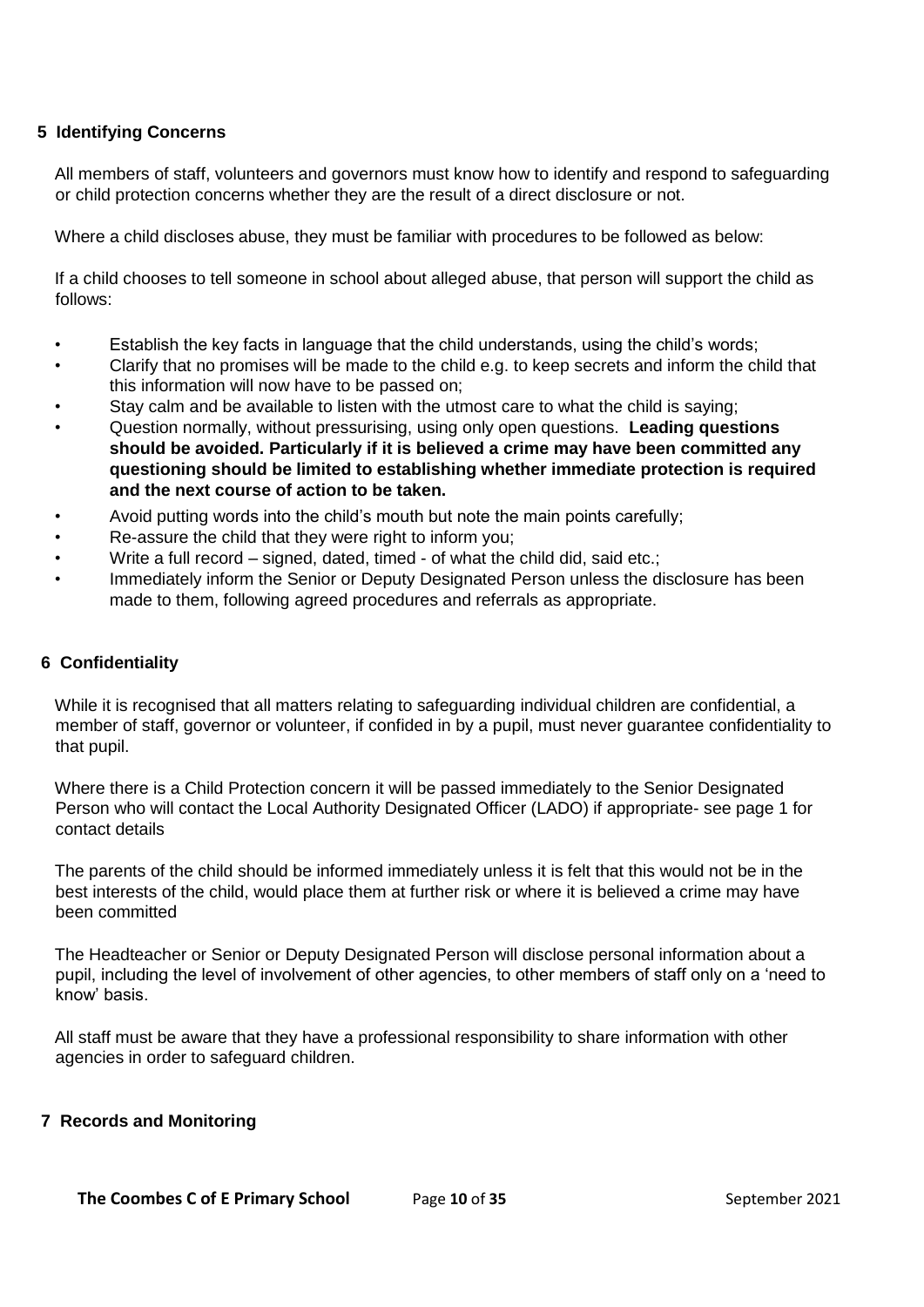## 5 Identifying Concerns

All members of staff, volunteers and governors must know how to identify and respond to safeguarding or child protection concerns whether they are the result of a direct disclosure or not.

Where a child discloses abuse, they must be familiar with procedures to be followed as below:

If a child chooses to tell someone in school about alleged abuse, that person will support the child as follows:

- Establish the key facts in language that the child understands, using the child's words;
- Clarify that no promises will be made to the child e.g. to keep secrets and inform the child that this information will now have to be passed on;
- Stay calm and be available to listen with the utmost care to what the child is saying;
- Question normally, without pressurising, using only open questions. **Leading questions should be avoided. Particularly if it is believed a crime may have been committed any questioning should be limited to establishing whether immediate protection is required and the next course of action to be taken.**
- Avoid putting words into the child's mouth but note the main points carefully;
- Re-assure the child that they were right to inform you;
- Write a full record – signed, dated, timed - of what the child did, said etc.;
- Immediately inform the Senior or Deputy Designated Person unless the disclosure has been made to them, following agreed procedures and referrals as appropriate.

## 6 Confidentiality

While it is recognised that all matters relating to safeguarding individual children are confidential, a member of staff, governor or volunteer, if confided in by a pupil, must never guarantee confidentiality to that pupil.

Where there is a Child Protection concern it will be passed immediately to the Senior Designated Person who will contact the Local Authority Designated Officer (LADO) if appropriate- see page 1 for contact details

The parents of the child should be informed immediately unless it is felt that this would not be in the best interests of the child, would place them at further risk or where it is believed a crime may have been committed

The Headteacher or Senior or Deputy Designated Person will disclose personal information about a pupil, including the level of involvement of other agencies, to other members of staff only on a 'need to know' basis.

All staff must be aware that they have a professional responsibility to share information with other agencies in order to safeguard children.

## 7 Records and Monitoring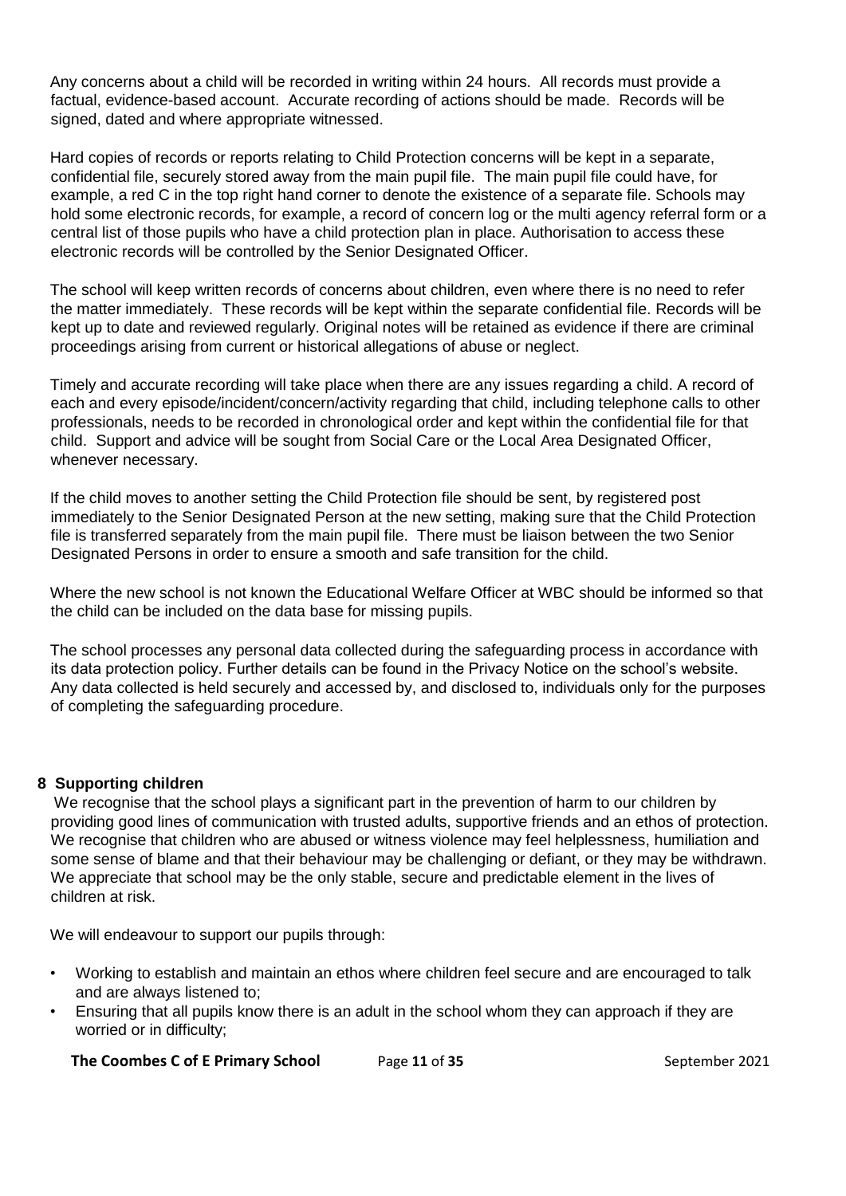Any concerns about a child will be recorded in writing within 24 hours. All records must provide a factual, evidence-based account. Accurate recording of actions should be made. Records will be signed, dated and where appropriate witnessed.

Hard copies of records or reports relating to Child Protection concerns will be kept in a separate, confidential file, securely stored away from the main pupil file. The main pupil file could have, for example, a red C in the top right hand corner to denote the existence of a separate file. Schools may hold some electronic records, for example, a record of concern log or the multi agency referral form or a central list of those pupils who have a child protection plan in place. Authorisation to access these electronic records will be controlled by the Senior Designated Officer.

The school will keep written records of concerns about children, even where there is no need to refer the matter immediately. These records will be kept within the separate confidential file. Records will be kept up to date and reviewed regularly. Original notes will be retained as evidence if there are criminal proceedings arising from current or historical allegations of abuse or neglect.

Timely and accurate recording will take place when there are any issues regarding a child. A record of each and every episode/incident/concern/activity regarding that child, including telephone calls to other professionals, needs to be recorded in chronological order and kept within the confidential file for that child. Support and advice will be sought from Social Care or the Local Area Designated Officer, whenever necessary.

If the child moves to another setting the Child Protection file should be sent, by registered post immediately to the Senior Designated Person at the new setting, making sure that the Child Protection file is transferred separately from the main pupil file. There must be liaison between the two Senior Designated Persons in order to ensure a smooth and safe transition for the child.

Where the new school is not known the Educational Welfare Officer at WBC should be informed so that the child can be included on the data base for missing pupils.

The school processes any personal data collected during the safeguarding process in accordance with its data protection policy. Further details can be found in the Privacy Notice on the school's website. Any data collected is held securely and accessed by, and disclosed to, individuals only for the purposes of completing the safeguarding procedure.

## 8 Supporting children

We recognise that the school plays a significant part in the prevention of harm to our children by providing good lines of communication with trusted adults, supportive friends and an ethos of protection. We recognise that children who are abused or witness violence may feel helplessness, humiliation and some sense of blame and that their behaviour may be challenging or defiant, or they may be withdrawn. We appreciate that school may be the only stable, secure and predictable element in the lives of children at risk.

We will endeavour to support our pupils through:

- Working to establish and maintain an ethos where children feel secure and are encouraged to talk and are always listened to;
- Ensuring that all pupils know there is an adult in the school whom they can approach if they are worried or in difficulty;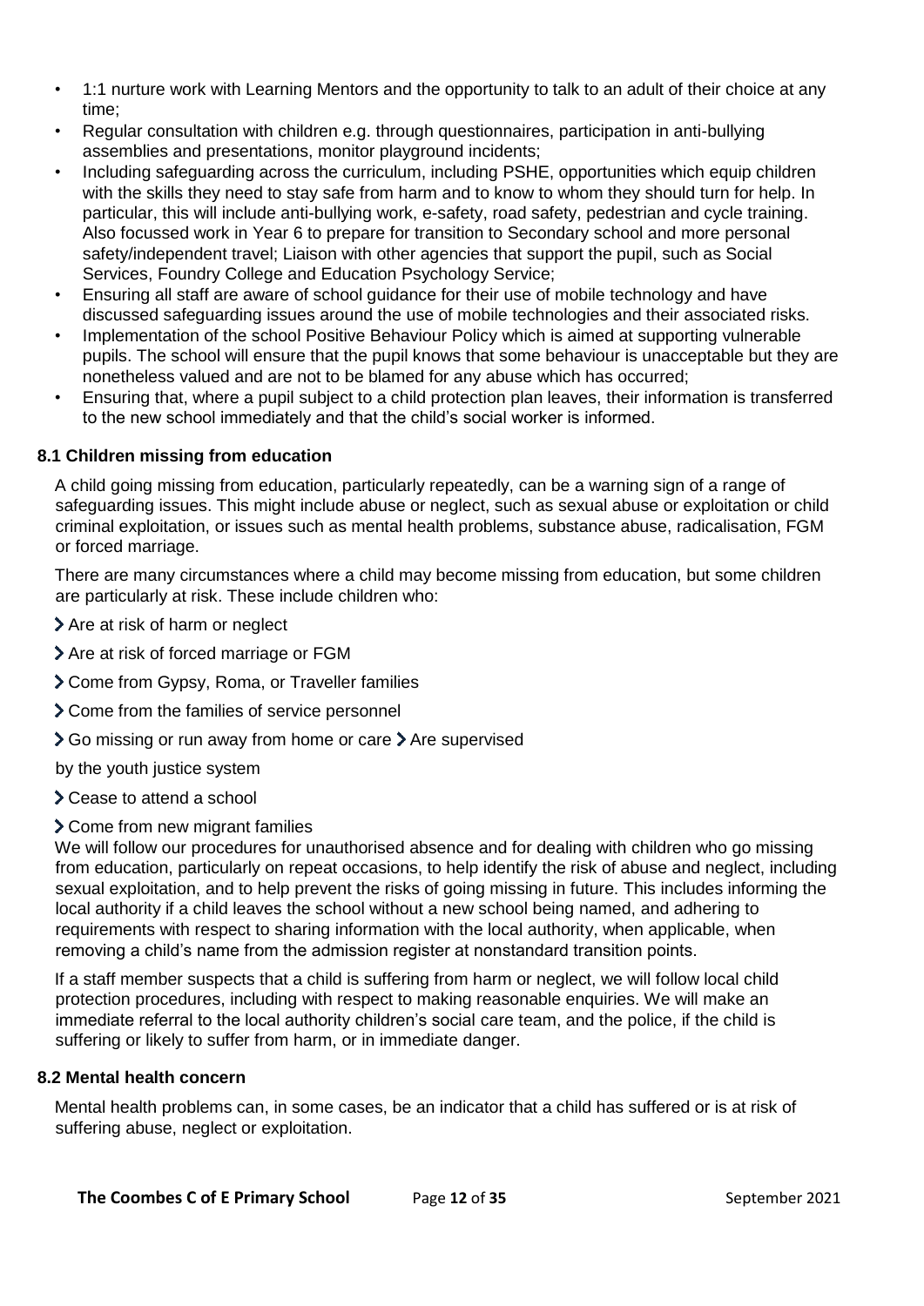- 1:1 nurture work with Learning Mentors and the opportunity to talk to an adult of their choice at any time;
- Regular consultation with children e.g. through questionnaires, participation in anti-bullying assemblies and presentations, monitor playground incidents;
- Including safeguarding across the curriculum, including PSHE, opportunities which equip children with the skills they need to stay safe from harm and to know to whom they should turn for help. In particular, this will include anti-bullying work, e-safety, road safety, pedestrian and cycle training. Also focussed work in Year 6 to prepare for transition to Secondary school and more personal safety/independent travel; Liaison with other agencies that support the pupil, such as Social Services, Foundry College and Education Psychology Service;
- Ensuring all staff are aware of school guidance for their use of mobile technology and have discussed safeguarding issues around the use of mobile technologies and their associated risks.
- Implementation of the school Positive Behaviour Policy which is aimed at supporting vulnerable pupils. The school will ensure that the pupil knows that some behaviour is unacceptable but they are nonetheless valued and are not to be blamed for any abuse which has occurred;
- Ensuring that, where a pupil subject to a child protection plan leaves, their information is transferred to the new school immediately and that the child's social worker is informed.

### 8.1 Children missing from education

A child going missing from education, particularly repeatedly, can be a warning sign of a range of safeguarding issues. This might include abuse or neglect, such as sexual abuse or exploitation or child criminal exploitation, or issues such as mental health problems, substance abuse, radicalisation, FGM or forced marriage.

There are many circumstances where a child may become missing from education, but some children are particularly at risk. These include children who:

- Are at risk of harm or neglect
- Are at risk of forced marriage or FGM
- Come from Gypsy, Roma, or Traveller families
- Come from the families of service personnel
- Go missing or run away from home or care
- Are supervised by the youth justice system
- Cease to attend a school
- Come from new migrant families

We will follow our procedures for unauthorised absence and for dealing with children who go missing from education, particularly on repeat occasions, to help identify the risk of abuse and neglect, including sexual exploitation, and to help prevent the risks of going missing in future. This includes informing the local authority if a child leaves the school without a new school being named, and adhering to requirements with respect to sharing information with the local authority, when applicable, when removing a child's name from the admission register at nonstandard transition points.

If a staff member suspects that a child is suffering from harm or neglect, we will follow local child protection procedures, including with respect to making reasonable enquiries. We will make an immediate referral to the local authority children's social care team, and the police, if the child is suffering or likely to suffer from harm, or in immediate danger.

### 8.2 Mental health concern

Mental health problems can, in some cases, be an indicator that a child has suffered or is at risk of suffering abuse, neglect or exploitation.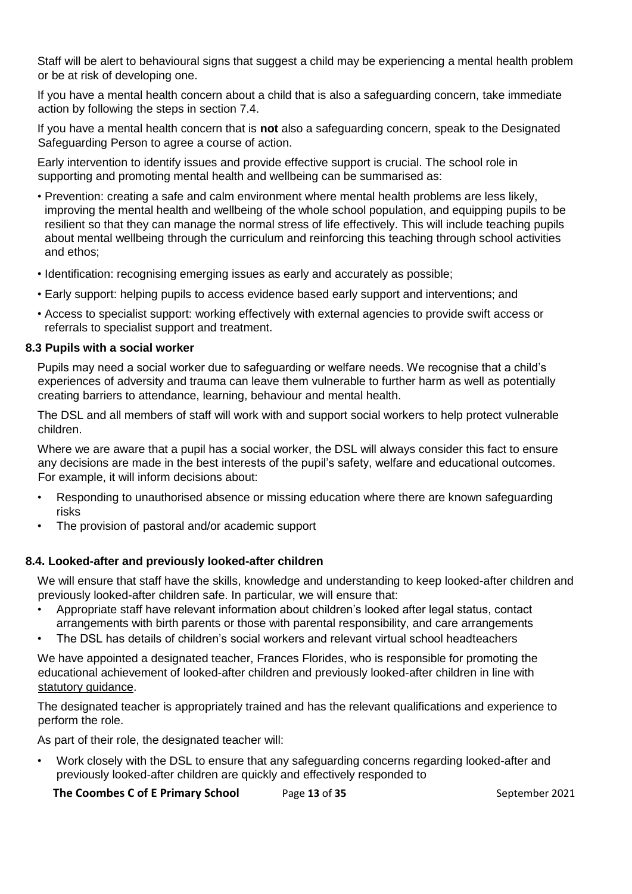Staff will be alert to behavioural signs that suggest a child may be experiencing a mental health problem or be at risk of developing one.

If you have a mental health concern about a child that is also a safeguarding concern, take immediate action by following the steps in section 7.4.

If you have a mental health concern that is **not** also a safeguarding concern, speak to the Designated Safeguarding Person to agree a course of action.

Early intervention to identify issues and provide effective support is crucial. The school role in supporting and promoting mental health and wellbeing can be summarised as:

- Prevention: creating a safe and calm environment where mental health problems are less likely, improving the mental health and wellbeing of the whole school population, and equipping pupils to be resilient so that they can manage the normal stress of life effectively. This will include teaching pupils about mental wellbeing through the curriculum and reinforcing this teaching through school activities and ethos;
- Identification: recognising emerging issues as early and accurately as possible;
- Early support: helping pupils to access evidence based early support and interventions; and
- Access to specialist support: working effectively with external agencies to provide swift access or referrals to specialist support and treatment.

### 8.3 Pupils with a social worker

Pupils may need a social worker due to safeguarding or welfare needs. We recognise that a child's experiences of adversity and trauma can leave them vulnerable to further harm as well as potentially creating barriers to attendance, learning, behaviour and mental health.

The DSL and all members of staff will work with and support social workers to help protect vulnerable children.

Where we are aware that a pupil has a social worker, the DSL will always consider this fact to ensure any decisions are made in the best interests of the pupil's safety, welfare and educational outcomes. For example, it will inform decisions about:

- Responding to unauthorised absence or missing education where there are known safeguarding risks
- The provision of pastoral and/or academic support

### 8.4. Looked-after and previously looked-after children

We will ensure that staff have the skills, knowledge and understanding to keep looked-after children and previously looked-after children safe. In particular, we will ensure that:

- Appropriate staff have relevant information about children's looked after legal status, contact arrangements with birth parents or those with parental responsibility, and care arrangements
- The DSL has details of children's social workers and relevant virtual school headteachers

We have appointed a designated teacher, Frances Florides, who is responsible for promoting the educational achievement of looked-after children and previously looked-after children in line with statutory guidance.

The designated teacher is appropriately trained and has the relevant qualifications and experience to perform the role.

As part of their role, the designated teacher will:

- Work closely with the DSL to ensure that any safeguarding concerns regarding looked-after and previously looked-after children are quickly and effectively responded to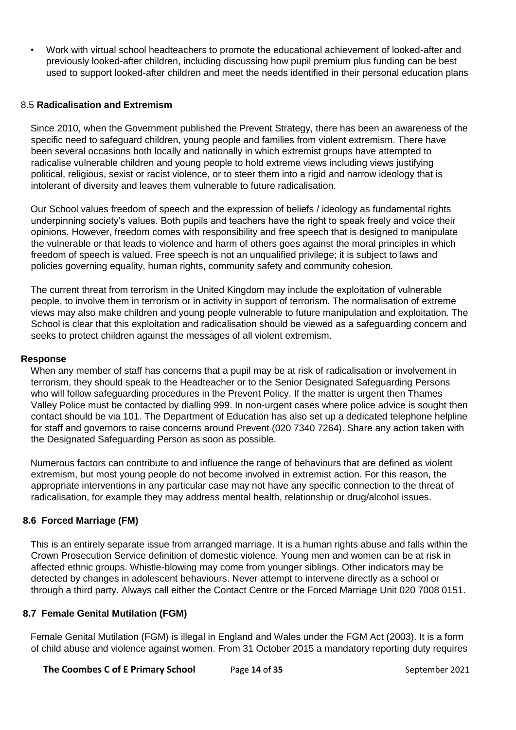- Work with virtual school headteachers to promote the educational achievement of looked-after and previously looked-after children, including discussing how pupil premium plus funding can be best used to support looked-after children and meet the needs identified in their personal education plans

### 8.5 **Radicalisation and Extremism**

Since 2010, when the Government published the Prevent Strategy, there has been an awareness of the specific need to safeguard children, young people and families from violent extremism. There have been several occasions both locally and nationally in which extremist groups have attempted to radicalise vulnerable children and young people to hold extreme views including views justifying political, religious, sexist or racist violence, or to steer them into a rigid and narrow ideology that is intolerant of diversity and leaves them vulnerable to future radicalisation.

Our School values freedom of speech and the expression of beliefs / ideology as fundamental rights underpinning society's values. Both pupils and teachers have the right to speak freely and voice their opinions. However, freedom comes with responsibility and free speech that is designed to manipulate the vulnerable or that leads to violence and harm of others goes against the moral principles in which freedom of speech is valued. Free speech is not an unqualified privilege; it is subject to laws and policies governing equality, human rights, community safety and community cohesion.

The current threat from terrorism in the United Kingdom may include the exploitation of vulnerable people, to involve them in terrorism or in activity in support of terrorism. The normalisation of extreme views may also make children and young people vulnerable to future manipulation and exploitation. The School is clear that this exploitation and radicalisation should be viewed as a safeguarding concern and seeks to protect children against the messages of all violent extremism.

**Response**

When any member of staff has concerns that a pupil may be at risk of radicalisation or involvement in terrorism, they should speak to the Headteacher or to the Senior Designated Safeguarding Persons who will follow safeguarding procedures in the Prevent Policy. If the matter is urgent then Thames Valley Police must be contacted by dialling 999. In non-urgent cases where police advice is sought then contact should be via 101. The Department of Education has also set up a dedicated telephone helpline for staff and governors to raise concerns around Prevent (020 7340 7264). Share any action taken with the Designated Safeguarding Person as soon as possible.

Numerous factors can contribute to and influence the range of behaviours that are defined as violent extremism, but most young people do not become involved in extremist action. For this reason, the appropriate interventions in any particular case may not have any specific connection to the threat of radicalisation, for example they may address mental health, relationship or drug/alcohol issues.

### **8.6 Forced Marriage (FM)**

This is an entirely separate issue from arranged marriage. It is a human rights abuse and falls within the Crown Prosecution Service definition of domestic violence. Young men and women can be at risk in affected ethnic groups. Whistle-blowing may come from younger siblings. Other indicators may be detected by changes in adolescent behaviours. Never attempt to intervene directly as a school or through a third party. Always call either the Contact Centre or the Forced Marriage Unit 020 7008 0151.

### **8.7 Female Genital Mutilation (FGM)**

Female Genital Mutilation (FGM) is illegal in England and Wales under the FGM Act (2003). It is a form of child abuse and violence against women. From 31 October 2015 a mandatory reporting duty requires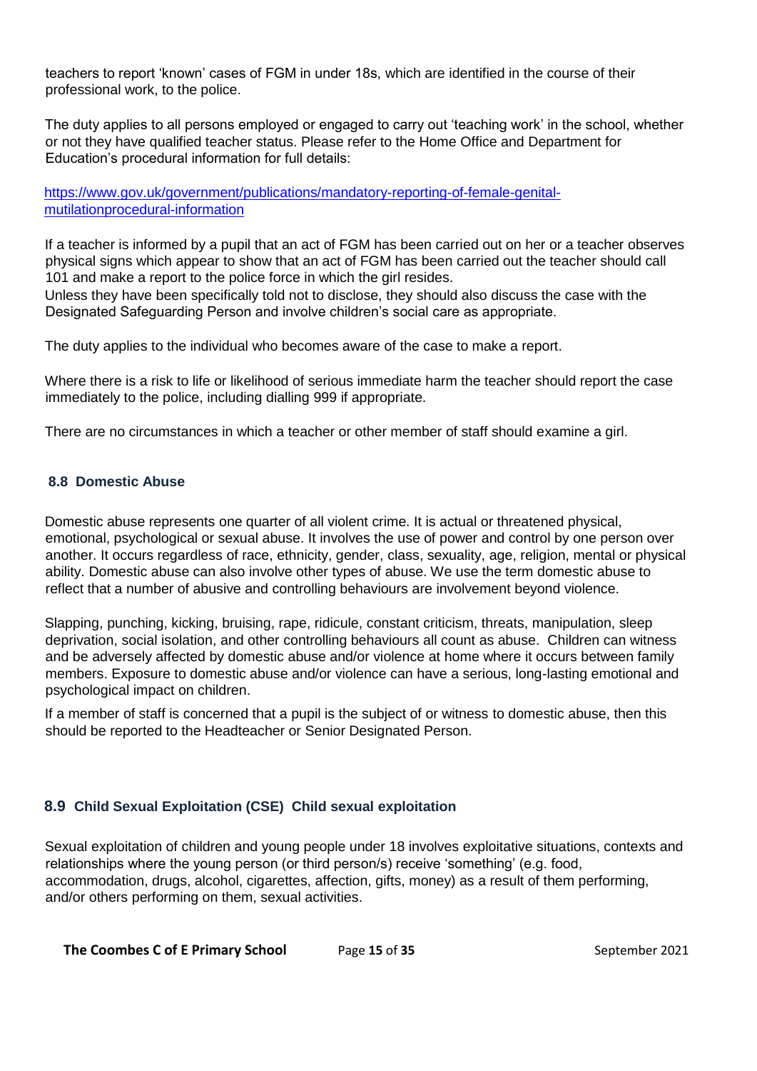teachers to report 'known' cases of FGM in under 18s, which are identified in the course of their professional work, to the police.

The duty applies to all persons employed or engaged to carry out 'teaching work' in the school, whether or not they have qualified teacher status. Please refer to the Home Office and Department for Education's procedural information for full details:

https://www.gov.uk/government/publications/mandatory-reporting-of-female-genital-mutilationprocedural-information

If a teacher is informed by a pupil that an act of FGM has been carried out on her or a teacher observes physical signs which appear to show that an act of FGM has been carried out the teacher should call 101 and make a report to the police force in which the girl resides.
Unless they have been specifically told not to disclose, they should also discuss the case with the Designated Safeguarding Person and involve children's social care as appropriate.

The duty applies to the individual who becomes aware of the case to make a report.

Where there is a risk to life or likelihood of serious immediate harm the teacher should report the case immediately to the police, including dialling 999 if appropriate.

There are no circumstances in which a teacher or other member of staff should examine a girl.

### 8.8 Domestic Abuse

Domestic abuse represents one quarter of all violent crime. It is actual or threatened physical, emotional, psychological or sexual abuse. It involves the use of power and control by one person over another. It occurs regardless of race, ethnicity, gender, class, sexuality, age, religion, mental or physical ability. Domestic abuse can also involve other types of abuse. We use the term domestic abuse to reflect that a number of abusive and controlling behaviours are involvement beyond violence.

Slapping, punching, kicking, bruising, rape, ridicule, constant criticism, threats, manipulation, sleep deprivation, social isolation, and other controlling behaviours all count as abuse. Children can witness and be adversely affected by domestic abuse and/or violence at home where it occurs between family members. Exposure to domestic abuse and/or violence can have a serious, long-lasting emotional and psychological impact on children.

If a member of staff is concerned that a pupil is the subject of or witness to domestic abuse, then this should be reported to the Headteacher or Senior Designated Person.

### 8.9 Child Sexual Exploitation (CSE) Child sexual exploitation

Sexual exploitation of children and young people under 18 involves exploitative situations, contexts and relationships where the young person (or third person/s) receive 'something' (e.g. food, accommodation, drugs, alcohol, cigarettes, affection, gifts, money) as a result of them performing, and/or others performing on them, sexual activities.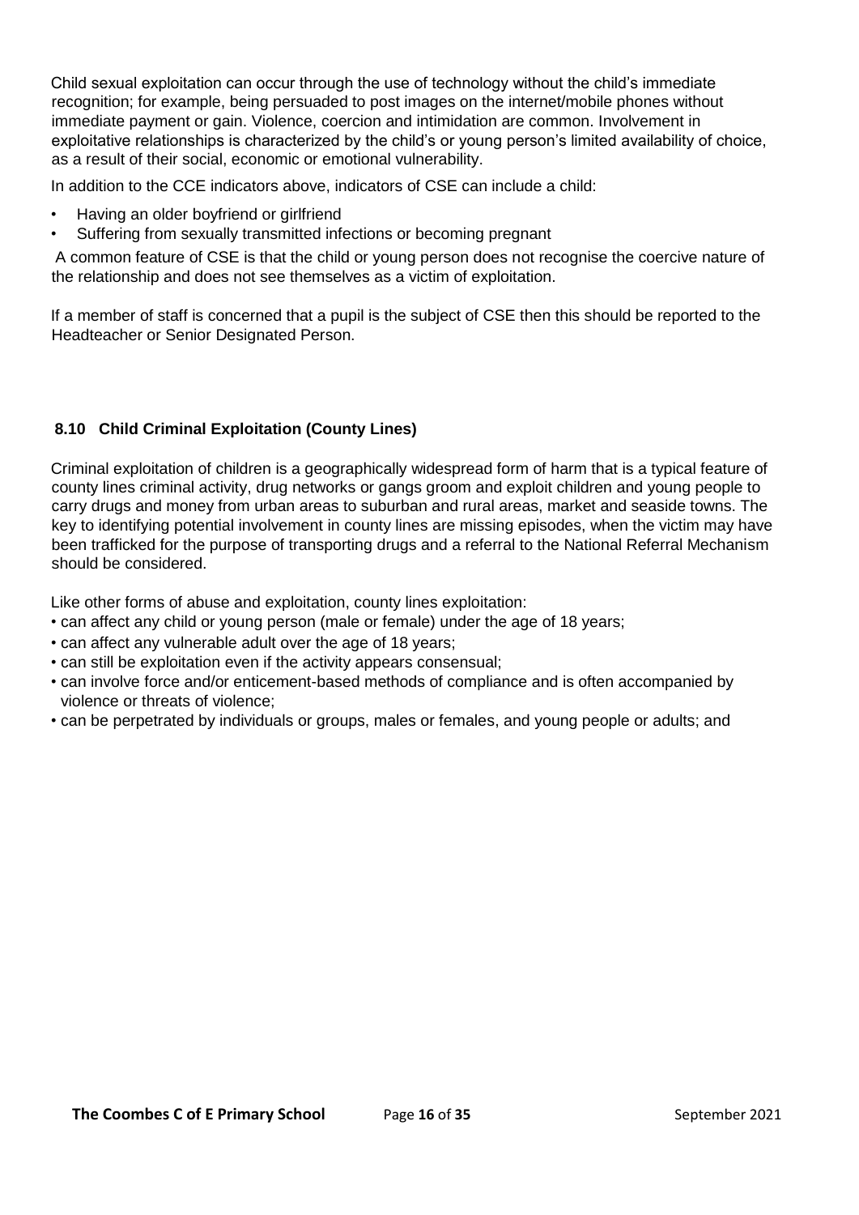Child sexual exploitation can occur through the use of technology without the child's immediate recognition; for example, being persuaded to post images on the internet/mobile phones without immediate payment or gain. Violence, coercion and intimidation are common. Involvement in exploitative relationships is characterized by the child's or young person's limited availability of choice, as a result of their social, economic or emotional vulnerability.

In addition to the CCE indicators above, indicators of CSE can include a child:

- Having an older boyfriend or girlfriend
- Suffering from sexually transmitted infections or becoming pregnant

A common feature of CSE is that the child or young person does not recognise the coercive nature of the relationship and does not see themselves as a victim of exploitation.

If a member of staff is concerned that a pupil is the subject of CSE then this should be reported to the Headteacher or Senior Designated Person.

### 8.10 Child Criminal Exploitation (County Lines)

Criminal exploitation of children is a geographically widespread form of harm that is a typical feature of county lines criminal activity, drug networks or gangs groom and exploit children and young people to carry drugs and money from urban areas to suburban and rural areas, market and seaside towns. The key to identifying potential involvement in county lines are missing episodes, when the victim may have been trafficked for the purpose of transporting drugs and a referral to the National Referral Mechanism should be considered.

Like other forms of abuse and exploitation, county lines exploitation:

- can affect any child or young person (male or female) under the age of 18 years;
- can affect any vulnerable adult over the age of 18 years;
- can still be exploitation even if the activity appears consensual;
- can involve force and/or enticement-based methods of compliance and is often accompanied by violence or threats of violence;
- can be perpetrated by individuals or groups, males or females, and young people or adults; and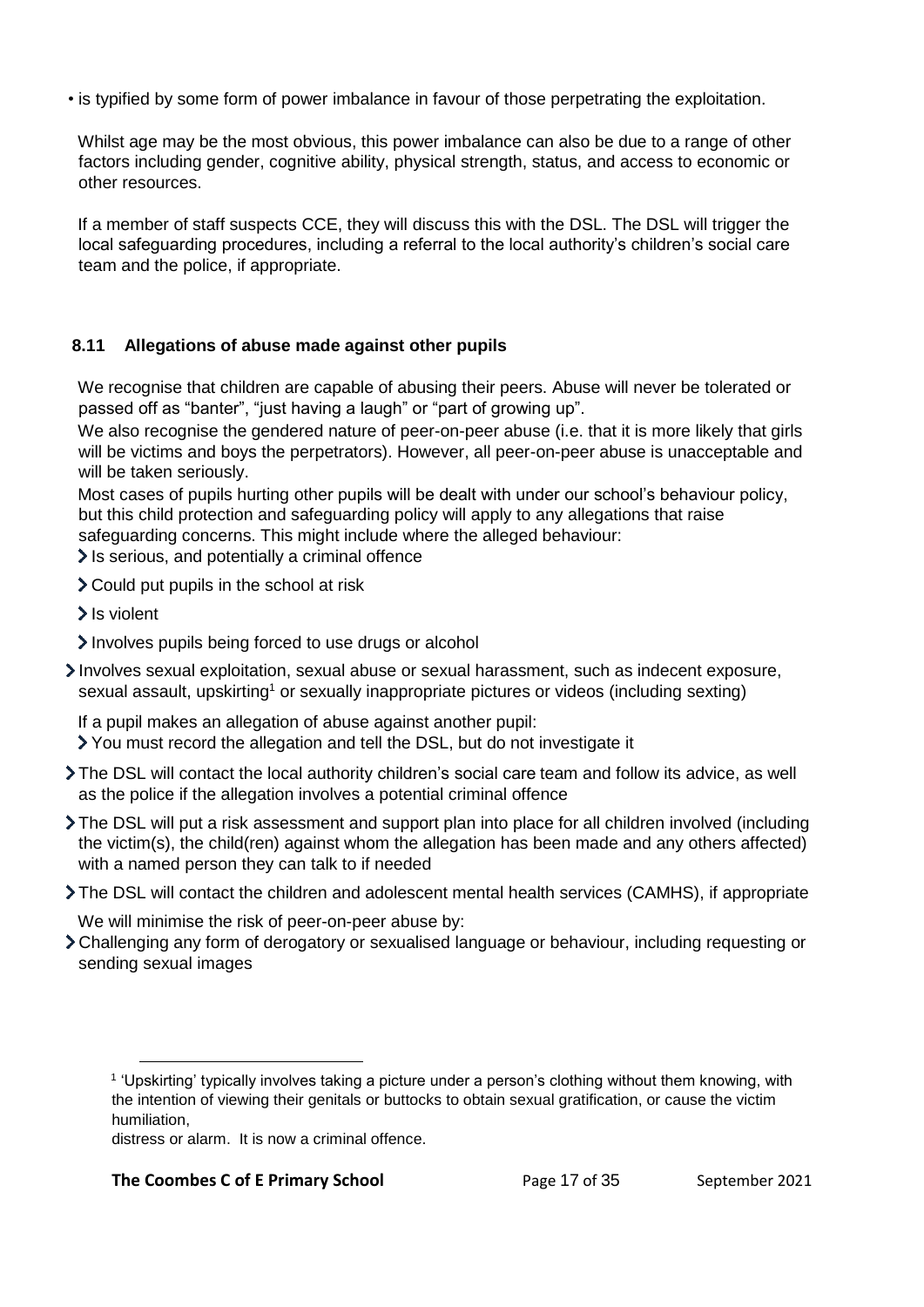- is typified by some form of power imbalance in favour of those perpetrating the exploitation.

Whilst age may be the most obvious, this power imbalance can also be due to a range of other factors including gender, cognitive ability, physical strength, status, and access to economic or other resources.

If a member of staff suspects CCE, they will discuss this with the DSL. The DSL will trigger the local safeguarding procedures, including a referral to the local authority's children's social care team and the police, if appropriate.

### 8.11 Allegations of abuse made against other pupils

We recognise that children are capable of abusing their peers. Abuse will never be tolerated or passed off as "banter", "just having a laugh" or "part of growing up".

We also recognise the gendered nature of peer-on-peer abuse (i.e. that it is more likely that girls will be victims and boys the perpetrators). However, all peer-on-peer abuse is unacceptable and will be taken seriously.

Most cases of pupils hurting other pupils will be dealt with under our school's behaviour policy, but this child protection and safeguarding policy will apply to any allegations that raise safeguarding concerns. This might include where the alleged behaviour:

- Is serious, and potentially a criminal offence
- Could put pupils in the school at risk
- Is violent
- Involves pupils being forced to use drugs or alcohol
- Involves sexual exploitation, sexual abuse or sexual harassment, such as indecent exposure, sexual assault, upskirting[1] or sexually inappropriate pictures or videos (including sexting)

If a pupil makes an allegation of abuse against another pupil:

- You must record the allegation and tell the DSL, but do not investigate it
- The DSL will contact the local authority children's social care team and follow its advice, as well as the police if the allegation involves a potential criminal offence
- The DSL will put a risk assessment and support plan into place for all children involved (including the victim(s), the child(ren) against whom the allegation has been made and any others affected) with a named person they can talk to if needed
- The DSL will contact the children and adolescent mental health services (CAMHS), if appropriate

We will minimise the risk of peer-on-peer abuse by:

- Challenging any form of derogatory or sexualised language or behaviour, including requesting or sending sexual images

---

[1] 'Upskirting' typically involves taking a picture under a person's clothing without them knowing, with the intention of viewing their genitals or buttocks to obtain sexual gratification, or cause the victim humiliation,
distress or alarm. It is now a criminal offence.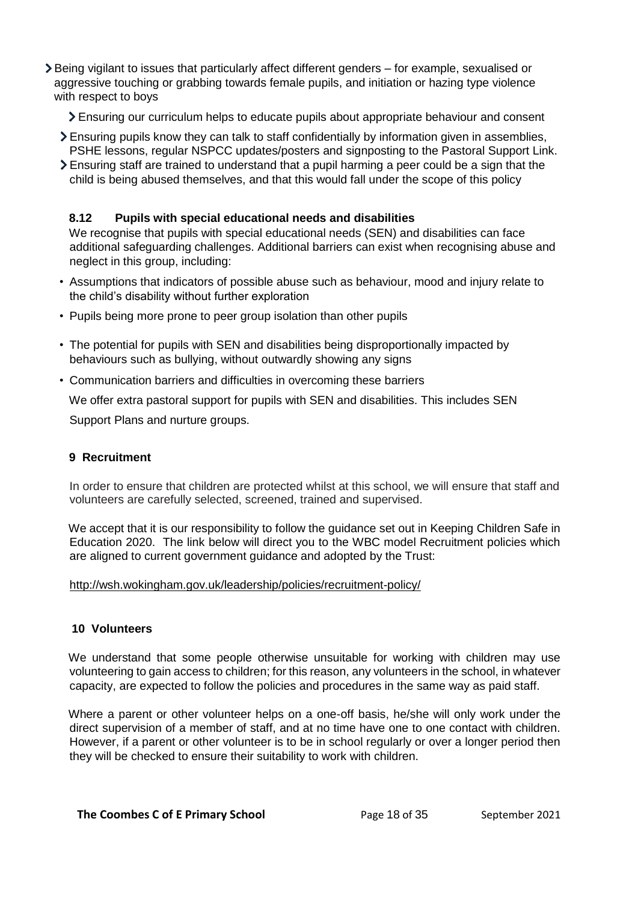- Being vigilant to issues that particularly affect different genders – for example, sexualised or aggressive touching or grabbing towards female pupils, and initiation or hazing type violence with respect to boys
  - Ensuring our curriculum helps to educate pupils about appropriate behaviour and consent
  - Ensuring pupils know they can talk to staff confidentially by information given in assemblies, PSHE lessons, regular NSPCC updates/posters and signposting to the Pastoral Support Link.
  - Ensuring staff are trained to understand that a pupil harming a peer could be a sign that the child is being abused themselves, and that this would fall under the scope of this policy

### 8.12 Pupils with special educational needs and disabilities

We recognise that pupils with special educational needs (SEN) and disabilities can face additional safeguarding challenges. Additional barriers can exist when recognising abuse and neglect in this group, including:

- Assumptions that indicators of possible abuse such as behaviour, mood and injury relate to the child's disability without further exploration
- Pupils being more prone to peer group isolation than other pupils
- The potential for pupils with SEN and disabilities being disproportionally impacted by behaviours such as bullying, without outwardly showing any signs
- Communication barriers and difficulties in overcoming these barriers

We offer extra pastoral support for pupils with SEN and disabilities. This includes SEN Support Plans and nurture groups.

## 9 Recruitment

In order to ensure that children are protected whilst at this school, we will ensure that staff and volunteers are carefully selected, screened, trained and supervised.

We accept that it is our responsibility to follow the guidance set out in Keeping Children Safe in Education 2020. The link below will direct you to the WBC model Recruitment policies which are aligned to current government guidance and adopted by the Trust:

http://wsh.wokingham.gov.uk/leadership/policies/recruitment-policy/

## 10 Volunteers

We understand that some people otherwise unsuitable for working with children may use volunteering to gain access to children; for this reason, any volunteers in the school, in whatever capacity, are expected to follow the policies and procedures in the same way as paid staff.

Where a parent or other volunteer helps on a one-off basis, he/she will only work under the direct supervision of a member of staff, and at no time have one to one contact with children. However, if a parent or other volunteer is to be in school regularly or over a longer period then they will be checked to ensure their suitability to work with children.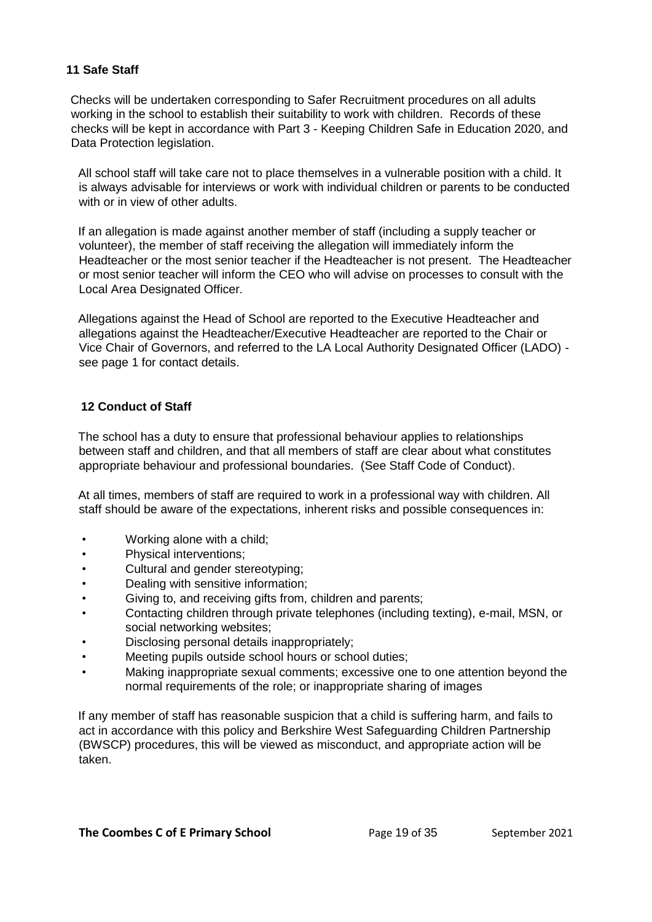## 11 Safe Staff

Checks will be undertaken corresponding to Safer Recruitment procedures on all adults working in the school to establish their suitability to work with children. Records of these checks will be kept in accordance with Part 3 - Keeping Children Safe in Education 2020, and Data Protection legislation.

All school staff will take care not to place themselves in a vulnerable position with a child. It is always advisable for interviews or work with individual children or parents to be conducted with or in view of other adults.

If an allegation is made against another member of staff (including a supply teacher or volunteer), the member of staff receiving the allegation will immediately inform the Headteacher or the most senior teacher if the Headteacher is not present. The Headteacher or most senior teacher will inform the CEO who will advise on processes to consult with the Local Area Designated Officer.

Allegations against the Head of School are reported to the Executive Headteacher and allegations against the Headteacher/Executive Headteacher are reported to the Chair or Vice Chair of Governors, and referred to the LA Local Authority Designated Officer (LADO) - see page 1 for contact details.

## 12 Conduct of Staff

The school has a duty to ensure that professional behaviour applies to relationships between staff and children, and that all members of staff are clear about what constitutes appropriate behaviour and professional boundaries. (See Staff Code of Conduct).

At all times, members of staff are required to work in a professional way with children. All staff should be aware of the expectations, inherent risks and possible consequences in:

- Working alone with a child;
- Physical interventions;
- Cultural and gender stereotyping;
- Dealing with sensitive information;
- Giving to, and receiving gifts from, children and parents;
- Contacting children through private telephones (including texting), e-mail, MSN, or social networking websites;
- Disclosing personal details inappropriately;
- Meeting pupils outside school hours or school duties;
- Making inappropriate sexual comments; excessive one to one attention beyond the normal requirements of the role; or inappropriate sharing of images

If any member of staff has reasonable suspicion that a child is suffering harm, and fails to act in accordance with this policy and Berkshire West Safeguarding Children Partnership (BWSCP) procedures, this will be viewed as misconduct, and appropriate action will be taken.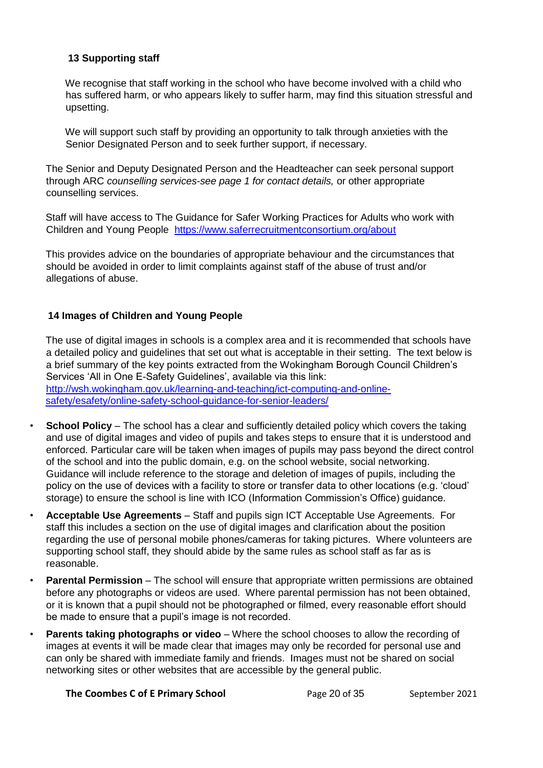## 13 Supporting staff

We recognise that staff working in the school who have become involved with a child who has suffered harm, or who appears likely to suffer harm, may find this situation stressful and upsetting.

We will support such staff by providing an opportunity to talk through anxieties with the Senior Designated Person and to seek further support, if necessary.

The Senior and Deputy Designated Person and the Headteacher can seek personal support through ARC *counselling services-see page 1 for contact details,* or other appropriate counselling services.

Staff will have access to The Guidance for Safer Working Practices for Adults who work with Children and Young People [https://www.saferrecruitmentconsortium.org/about](https://www.saferrecruitmentconsortium.org/about)

This provides advice on the boundaries of appropriate behaviour and the circumstances that should be avoided in order to limit complaints against staff of the abuse of trust and/or allegations of abuse.

## 14 Images of Children and Young People

The use of digital images in schools is a complex area and it is recommended that schools have a detailed policy and guidelines that set out what is acceptable in their setting. The text below is a brief summary of the key points extracted from the Wokingham Borough Council Children's Services 'All in One E-Safety Guidelines', available via this link: [http://wsh.wokingham.gov.uk/learning-and-teaching/ict-computing-and-online-safety/esafety/online-safety-school-guidance-for-senior-leaders/](http://wsh.wokingham.gov.uk/learning-and-teaching/ict-computing-and-online-safety/esafety/online-safety-school-guidance-for-senior-leaders/)

- **School Policy** – The school has a clear and sufficiently detailed policy which covers the taking and use of digital images and video of pupils and takes steps to ensure that it is understood and enforced. Particular care will be taken when images of pupils may pass beyond the direct control of the school and into the public domain, e.g. on the school website, social networking. Guidance will include reference to the storage and deletion of images of pupils, including the policy on the use of devices with a facility to store or transfer data to other locations (e.g. 'cloud' storage) to ensure the school is line with ICO (Information Commission's Office) guidance.
- **Acceptable Use Agreements** – Staff and pupils sign ICT Acceptable Use Agreements. For staff this includes a section on the use of digital images and clarification about the position regarding the use of personal mobile phones/cameras for taking pictures. Where volunteers are supporting school staff, they should abide by the same rules as school staff as far as is reasonable.
- **Parental Permission** – The school will ensure that appropriate written permissions are obtained before any photographs or videos are used. Where parental permission has not been obtained, or it is known that a pupil should not be photographed or filmed, every reasonable effort should be made to ensure that a pupil's image is not recorded.
- **Parents taking photographs or video** – Where the school chooses to allow the recording of images at events it will be made clear that images may only be recorded for personal use and can only be shared with immediate family and friends. Images must not be shared on social networking sites or other websites that are accessible by the general public.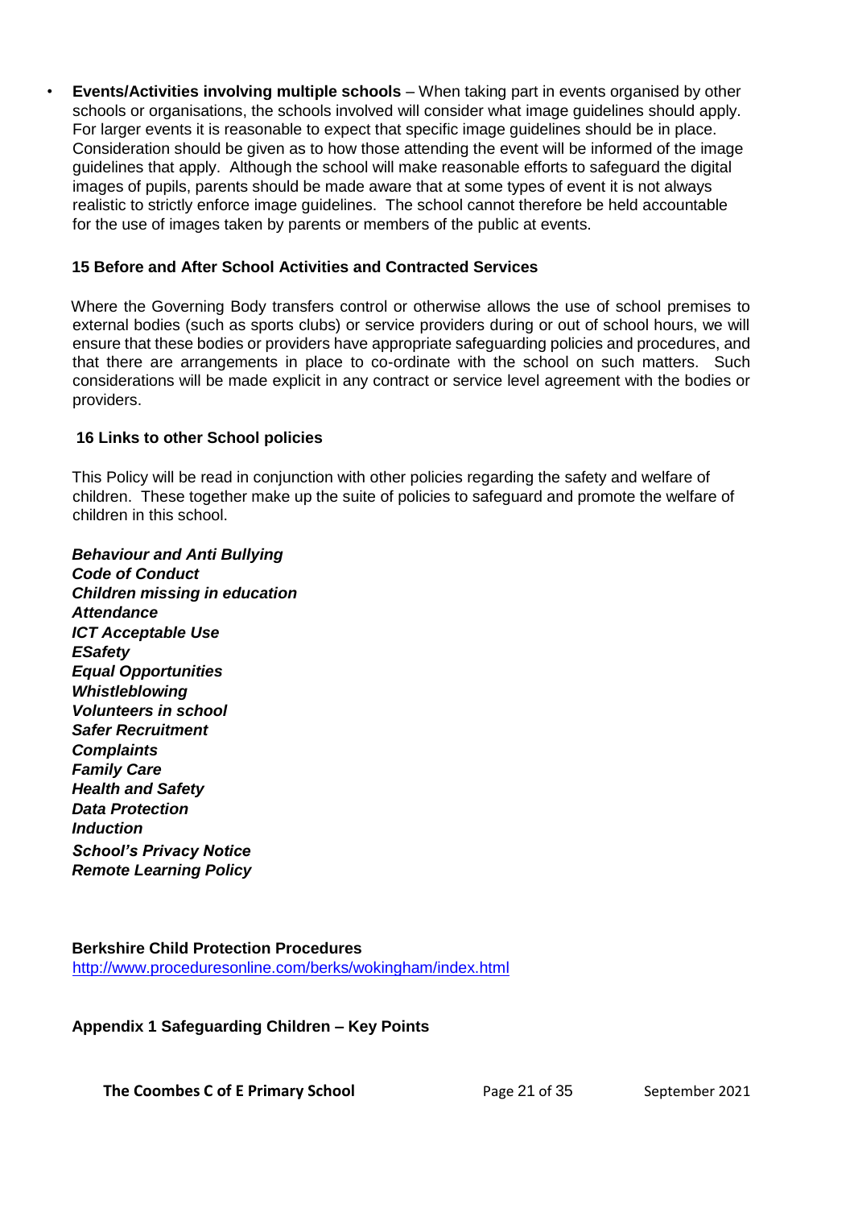- **Events/Activities involving multiple schools** – When taking part in events organised by other schools or organisations, the schools involved will consider what image guidelines should apply. For larger events it is reasonable to expect that specific image guidelines should be in place. Consideration should be given as to how those attending the event will be informed of the image guidelines that apply. Although the school will make reasonable efforts to safeguard the digital images of pupils, parents should be made aware that at some types of event it is not always realistic to strictly enforce image guidelines. The school cannot therefore be held accountable for the use of images taken by parents or members of the public at events.

### 15 Before and After School Activities and Contracted Services

Where the Governing Body transfers control or otherwise allows the use of school premises to external bodies (such as sports clubs) or service providers during or out of school hours, we will ensure that these bodies or providers have appropriate safeguarding policies and procedures, and that there are arrangements in place to co-ordinate with the school on such matters. Such considerations will be made explicit in any contract or service level agreement with the bodies or providers.

### 16 Links to other School policies

This Policy will be read in conjunction with other policies regarding the safety and welfare of children. These together make up the suite of policies to safeguard and promote the welfare of children in this school.

***Behaviour and Anti Bullying***
***Code of Conduct***
***Children missing in education***
***Attendance***
***ICT Acceptable Use***
***ESafety***
***Equal Opportunities***
***Whistleblowing***
***Volunteers in school***
***Safer Recruitment***
***Complaints***
***Family Care***
***Health and Safety***
***Data Protection***
***Induction***
***School's Privacy Notice***
***Remote Learning Policy***

**Berkshire Child Protection Procedures**
[http://www.proceduresonline.com/berks/wokingham/index.html](http://www.proceduresonline.com/berks/wokingham/index.html)

### Appendix 1 Safeguarding Children – Key Points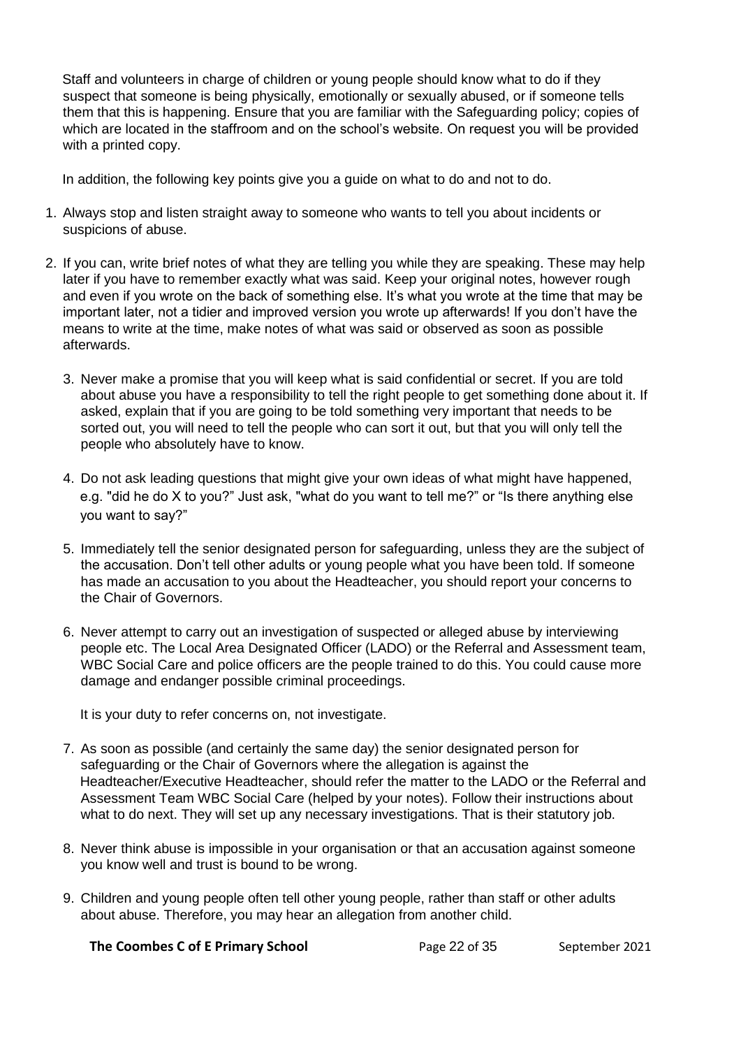Staff and volunteers in charge of children or young people should know what to do if they suspect that someone is being physically, emotionally or sexually abused, or if someone tells them that this is happening. Ensure that you are familiar with the Safeguarding policy; copies of which are located in the staffroom and on the school's website. On request you will be provided with a printed copy.

In addition, the following key points give you a guide on what to do and not to do.

1. Always stop and listen straight away to someone who wants to tell you about incidents or suspicions of abuse.
2. If you can, write brief notes of what they are telling you while they are speaking. These may help later if you have to remember exactly what was said. Keep your original notes, however rough and even if you wrote on the back of something else. It's what you wrote at the time that may be important later, not a tidier and improved version you wrote up afterwards! If you don't have the means to write at the time, make notes of what was said or observed as soon as possible afterwards.
3. Never make a promise that you will keep what is said confidential or secret. If you are told about abuse you have a responsibility to tell the right people to get something done about it. If asked, explain that if you are going to be told something very important that needs to be sorted out, you will need to tell the people who can sort it out, but that you will only tell the people who absolutely have to know.
4. Do not ask leading questions that might give your own ideas of what might have happened, e.g. "did he do X to you?" Just ask, "what do you want to tell me?" or "Is there anything else you want to say?"
5. Immediately tell the senior designated person for safeguarding, unless they are the subject of the accusation. Don't tell other adults or young people what you have been told. If someone has made an accusation to you about the Headteacher, you should report your concerns to the Chair of Governors.
6. Never attempt to carry out an investigation of suspected or alleged abuse by interviewing people etc. The Local Area Designated Officer (LADO) or the Referral and Assessment team, WBC Social Care and police officers are the people trained to do this. You could cause more damage and endanger possible criminal proceedings.

   It is your duty to refer concerns on, not investigate.

7. As soon as possible (and certainly the same day) the senior designated person for safeguarding or the Chair of Governors where the allegation is against the Headteacher/Executive Headteacher, should refer the matter to the LADO or the Referral and Assessment Team WBC Social Care (helped by your notes). Follow their instructions about what to do next. They will set up any necessary investigations. That is their statutory job.
8. Never think abuse is impossible in your organisation or that an accusation against someone you know well and trust is bound to be wrong.
9. Children and young people often tell other young people, rather than staff or other adults about abuse. Therefore, you may hear an allegation from another child.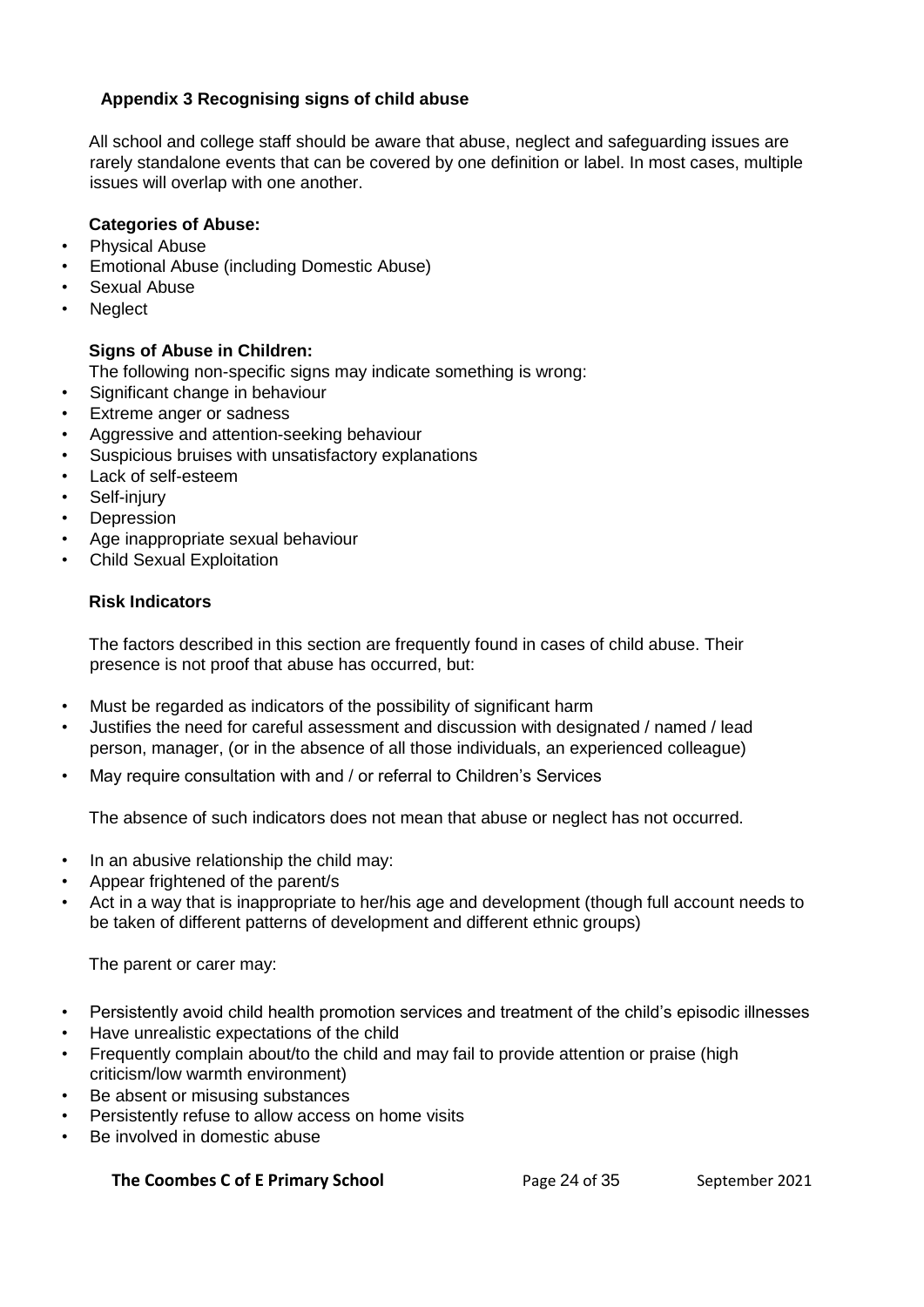### Appendix 3 Recognising signs of child abuse

All school and college staff should be aware that abuse, neglect and safeguarding issues are rarely standalone events that can be covered by one definition or label. In most cases, multiple issues will overlap with one another.

#### Categories of Abuse:

- Physical Abuse
- Emotional Abuse (including Domestic Abuse)
- Sexual Abuse
- Neglect

#### Signs of Abuse in Children:

The following non-specific signs may indicate something is wrong:

- Significant change in behaviour
- Extreme anger or sadness
- Aggressive and attention-seeking behaviour
- Suspicious bruises with unsatisfactory explanations
- Lack of self-esteem
- Self-injury
- Depression
- Age inappropriate sexual behaviour
- Child Sexual Exploitation

#### Risk Indicators

The factors described in this section are frequently found in cases of child abuse. Their presence is not proof that abuse has occurred, but:

- Must be regarded as indicators of the possibility of significant harm
- Justifies the need for careful assessment and discussion with designated / named / lead person, manager, (or in the absence of all those individuals, an experienced colleague)
- May require consultation with and / or referral to Children's Services

The absence of such indicators does not mean that abuse or neglect has not occurred.

- In an abusive relationship the child may:
- Appear frightened of the parent/s
- Act in a way that is inappropriate to her/his age and development (though full account needs to be taken of different patterns of development and different ethnic groups)

The parent or carer may:

- Persistently avoid child health promotion services and treatment of the child's episodic illnesses
- Have unrealistic expectations of the child
- Frequently complain about/to the child and may fail to provide attention or praise (high criticism/low warmth environment)
- Be absent or misusing substances
- Persistently refuse to allow access on home visits
- Be involved in domestic abuse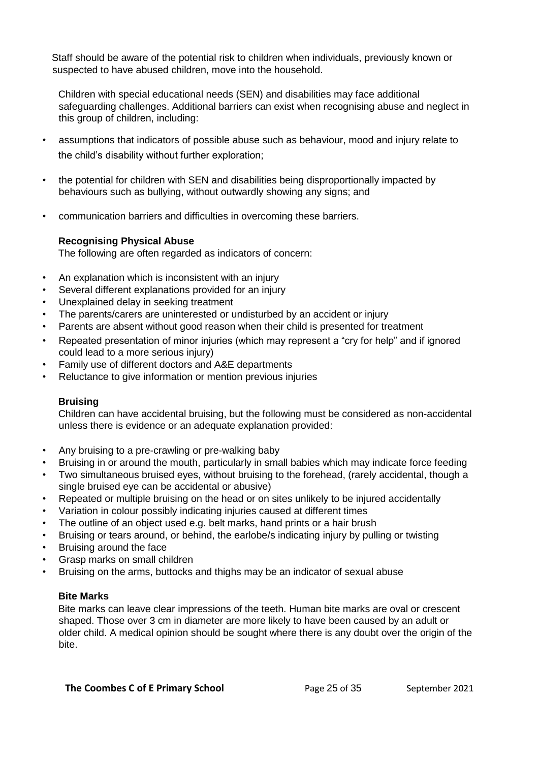Staff should be aware of the potential risk to children when individuals, previously known or suspected to have abused children, move into the household.

Children with special educational needs (SEN) and disabilities may face additional safeguarding challenges. Additional barriers can exist when recognising abuse and neglect in this group of children, including:

- assumptions that indicators of possible abuse such as behaviour, mood and injury relate to the child's disability without further exploration;
- the potential for children with SEN and disabilities being disproportionally impacted by behaviours such as bullying, without outwardly showing any signs; and
- communication barriers and difficulties in overcoming these barriers.

**Recognising Physical Abuse**

The following are often regarded as indicators of concern:

- An explanation which is inconsistent with an injury
- Several different explanations provided for an injury
- Unexplained delay in seeking treatment
- The parents/carers are uninterested or undisturbed by an accident or injury
- Parents are absent without good reason when their child is presented for treatment
- Repeated presentation of minor injuries (which may represent a "cry for help" and if ignored could lead to a more serious injury)
- Family use of different doctors and A&E departments
- Reluctance to give information or mention previous injuries

**Bruising**

Children can have accidental bruising, but the following must be considered as non-accidental unless there is evidence or an adequate explanation provided:

- Any bruising to a pre-crawling or pre-walking baby
- Bruising in or around the mouth, particularly in small babies which may indicate force feeding
- Two simultaneous bruised eyes, without bruising to the forehead, (rarely accidental, though a single bruised eye can be accidental or abusive)
- Repeated or multiple bruising on the head or on sites unlikely to be injured accidentally
- Variation in colour possibly indicating injuries caused at different times
- The outline of an object used e.g. belt marks, hand prints or a hair brush
- Bruising or tears around, or behind, the earlobe/s indicating injury by pulling or twisting
- Bruising around the face
- Grasp marks on small children
- Bruising on the arms, buttocks and thighs may be an indicator of sexual abuse

**Bite Marks**

Bite marks can leave clear impressions of the teeth. Human bite marks are oval or crescent shaped. Those over 3 cm in diameter are more likely to have been caused by an adult or older child. A medical opinion should be sought where there is any doubt over the origin of the bite.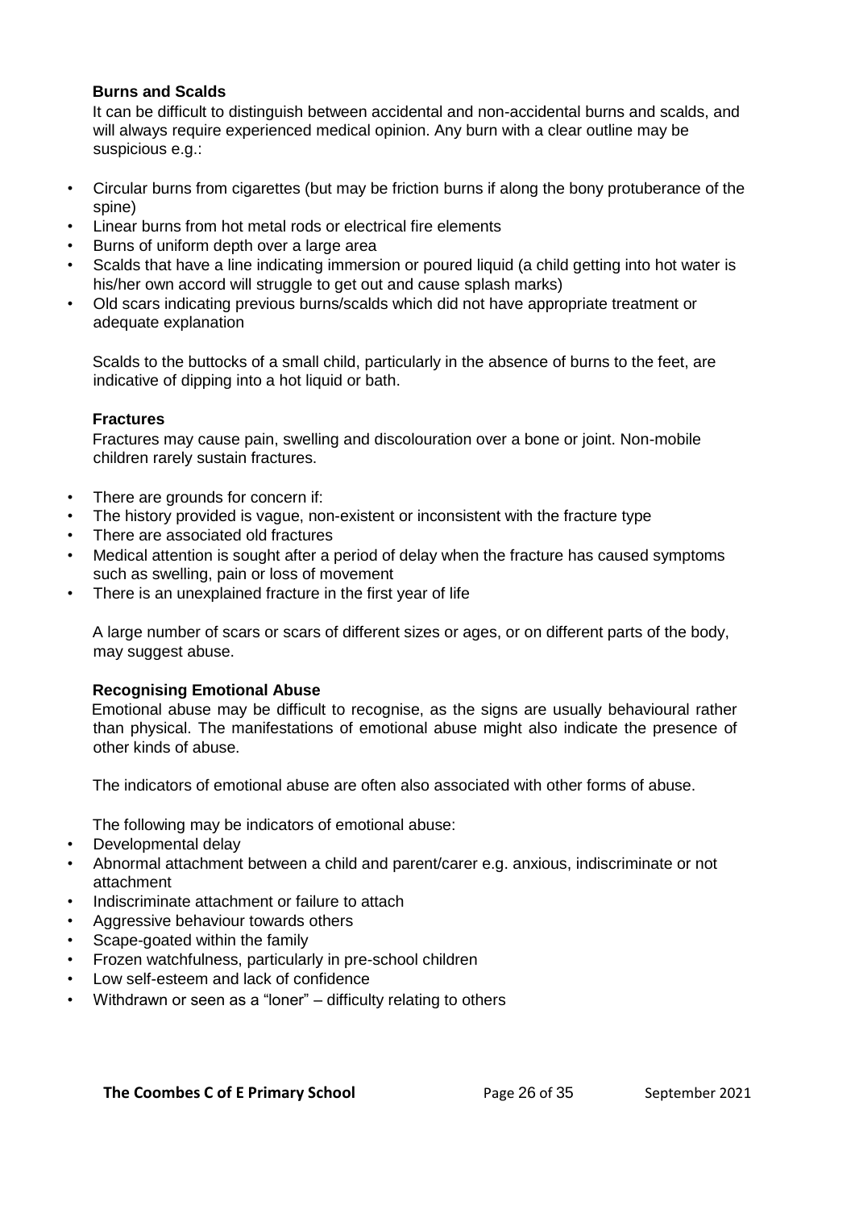### Burns and Scalds

It can be difficult to distinguish between accidental and non-accidental burns and scalds, and will always require experienced medical opinion. Any burn with a clear outline may be suspicious e.g.:

- Circular burns from cigarettes (but may be friction burns if along the bony protuberance of the spine)
- Linear burns from hot metal rods or electrical fire elements
- Burns of uniform depth over a large area
- Scalds that have a line indicating immersion or poured liquid (a child getting into hot water is his/her own accord will struggle to get out and cause splash marks)
- Old scars indicating previous burns/scalds which did not have appropriate treatment or adequate explanation

Scalds to the buttocks of a small child, particularly in the absence of burns to the feet, are indicative of dipping into a hot liquid or bath.

### Fractures

Fractures may cause pain, swelling and discolouration over a bone or joint. Non-mobile children rarely sustain fractures.

- There are grounds for concern if:
- The history provided is vague, non-existent or inconsistent with the fracture type
- There are associated old fractures
- Medical attention is sought after a period of delay when the fracture has caused symptoms such as swelling, pain or loss of movement
- There is an unexplained fracture in the first year of life

A large number of scars or scars of different sizes or ages, or on different parts of the body, may suggest abuse.

### Recognising Emotional Abuse

Emotional abuse may be difficult to recognise, as the signs are usually behavioural rather than physical. The manifestations of emotional abuse might also indicate the presence of other kinds of abuse.

The indicators of emotional abuse are often also associated with other forms of abuse.

The following may be indicators of emotional abuse:

- Developmental delay
- Abnormal attachment between a child and parent/carer e.g. anxious, indiscriminate or not attachment
- Indiscriminate attachment or failure to attach
- Aggressive behaviour towards others
- Scape-goated within the family
- Frozen watchfulness, particularly in pre-school children
- Low self-esteem and lack of confidence
- Withdrawn or seen as a "loner" – difficulty relating to others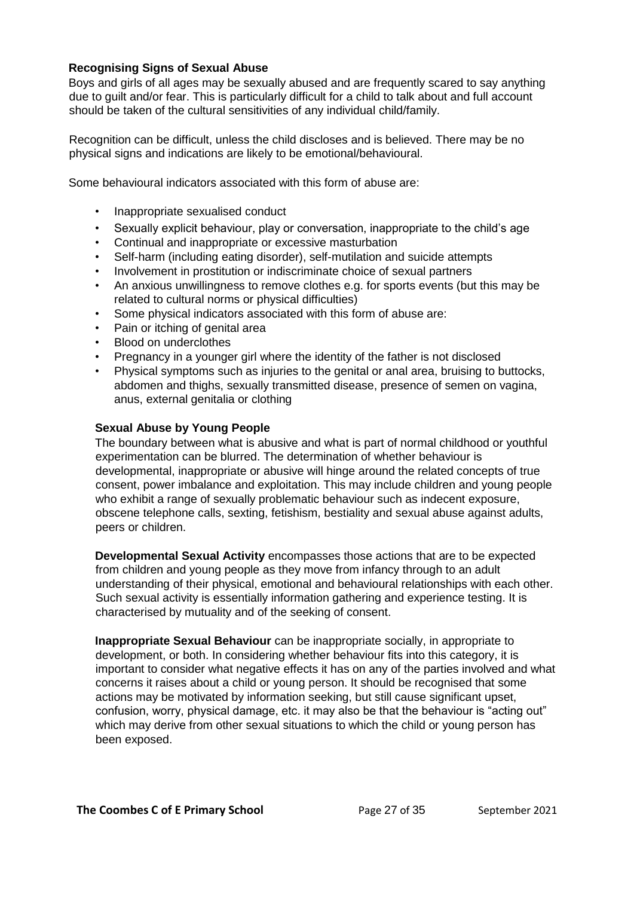**Recognising Signs of Sexual Abuse**

Boys and girls of all ages may be sexually abused and are frequently scared to say anything due to guilt and/or fear. This is particularly difficult for a child to talk about and full account should be taken of the cultural sensitivities of any individual child/family.

Recognition can be difficult, unless the child discloses and is believed. There may be no physical signs and indications are likely to be emotional/behavioural.

Some behavioural indicators associated with this form of abuse are:

- Inappropriate sexualised conduct
- Sexually explicit behaviour, play or conversation, inappropriate to the child's age
- Continual and inappropriate or excessive masturbation
- Self-harm (including eating disorder), self-mutilation and suicide attempts
- Involvement in prostitution or indiscriminate choice of sexual partners
- An anxious unwillingness to remove clothes e.g. for sports events (but this may be related to cultural norms or physical difficulties)
- Some physical indicators associated with this form of abuse are:
- Pain or itching of genital area
- Blood on underclothes
- Pregnancy in a younger girl where the identity of the father is not disclosed
- Physical symptoms such as injuries to the genital or anal area, bruising to buttocks, abdomen and thighs, sexually transmitted disease, presence of semen on vagina, anus, external genitalia or clothing

**Sexual Abuse by Young People**

The boundary between what is abusive and what is part of normal childhood or youthful experimentation can be blurred. The determination of whether behaviour is developmental, inappropriate or abusive will hinge around the related concepts of true consent, power imbalance and exploitation. This may include children and young people who exhibit a range of sexually problematic behaviour such as indecent exposure, obscene telephone calls, sexting, fetishism, bestiality and sexual abuse against adults, peers or children.

**Developmental Sexual Activity** encompasses those actions that are to be expected from children and young people as they move from infancy through to an adult understanding of their physical, emotional and behavioural relationships with each other. Such sexual activity is essentially information gathering and experience testing. It is characterised by mutuality and of the seeking of consent.

**Inappropriate Sexual Behaviour** can be inappropriate socially, in appropriate to development, or both. In considering whether behaviour fits into this category, it is important to consider what negative effects it has on any of the parties involved and what concerns it raises about a child or young person. It should be recognised that some actions may be motivated by information seeking, but still cause significant upset, confusion, worry, physical damage, etc. it may also be that the behaviour is "acting out" which may derive from other sexual situations to which the child or young person has been exposed.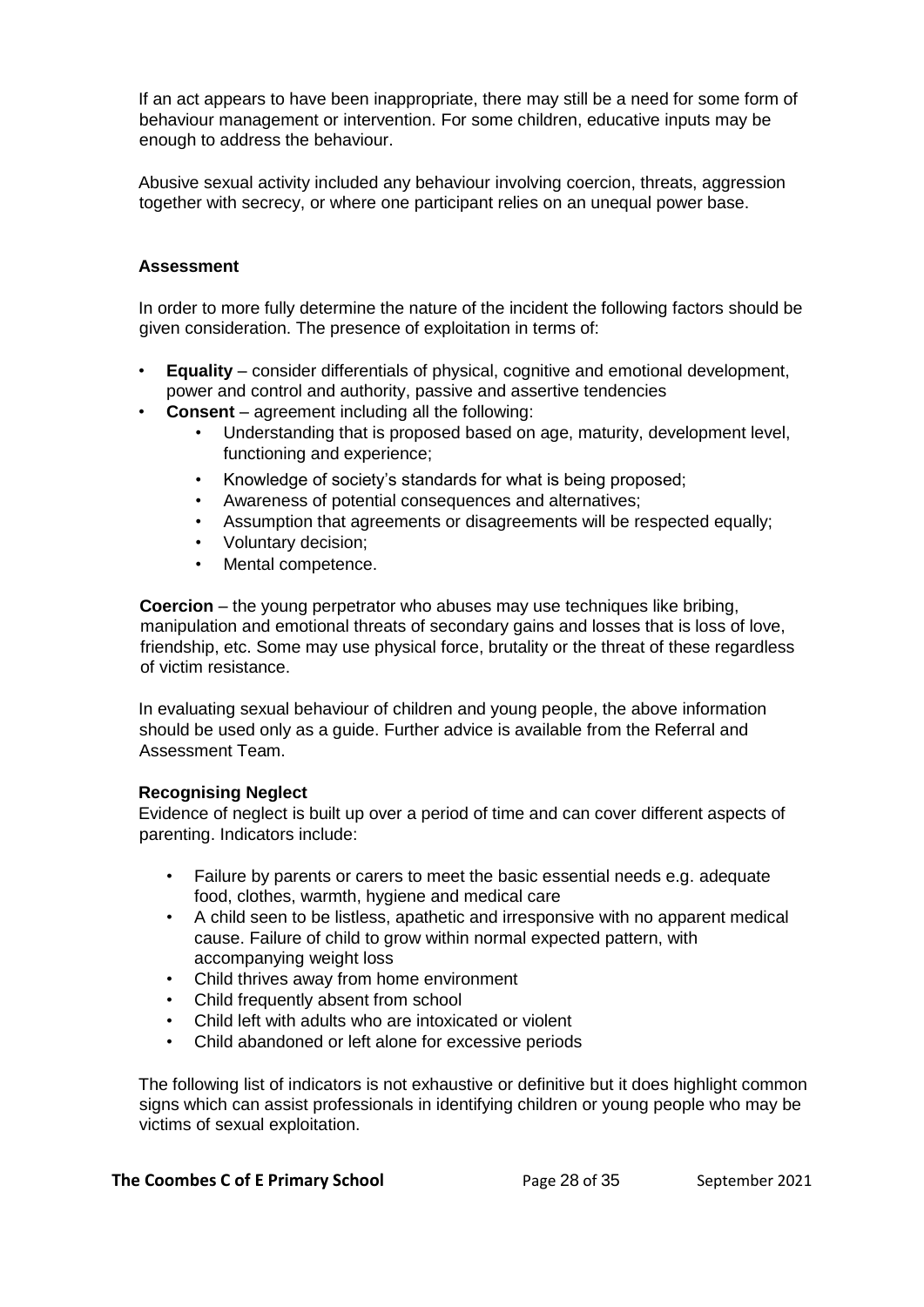If an act appears to have been inappropriate, there may still be a need for some form of behaviour management or intervention. For some children, educative inputs may be enough to address the behaviour.

Abusive sexual activity included any behaviour involving coercion, threats, aggression together with secrecy, or where one participant relies on an unequal power base.

**Assessment**

In order to more fully determine the nature of the incident the following factors should be given consideration. The presence of exploitation in terms of:

- **Equality** – consider differentials of physical, cognitive and emotional development, power and control and authority, passive and assertive tendencies
- **Consent** – agreement including all the following:
  - Understanding that is proposed based on age, maturity, development level, functioning and experience;
  - Knowledge of society's standards for what is being proposed;
  - Awareness of potential consequences and alternatives;
  - Assumption that agreements or disagreements will be respected equally;
  - Voluntary decision;
  - Mental competence.

**Coercion** – the young perpetrator who abuses may use techniques like bribing, manipulation and emotional threats of secondary gains and losses that is loss of love, friendship, etc. Some may use physical force, brutality or the threat of these regardless of victim resistance.

In evaluating sexual behaviour of children and young people, the above information should be used only as a guide. Further advice is available from the Referral and Assessment Team.

**Recognising Neglect**

Evidence of neglect is built up over a period of time and can cover different aspects of parenting. Indicators include:

- Failure by parents or carers to meet the basic essential needs e.g. adequate food, clothes, warmth, hygiene and medical care
- A child seen to be listless, apathetic and irresponsive with no apparent medical cause. Failure of child to grow within normal expected pattern, with accompanying weight loss
- Child thrives away from home environment
- Child frequently absent from school
- Child left with adults who are intoxicated or violent
- Child abandoned or left alone for excessive periods

The following list of indicators is not exhaustive or definitive but it does highlight common signs which can assist professionals in identifying children or young people who may be victims of sexual exploitation.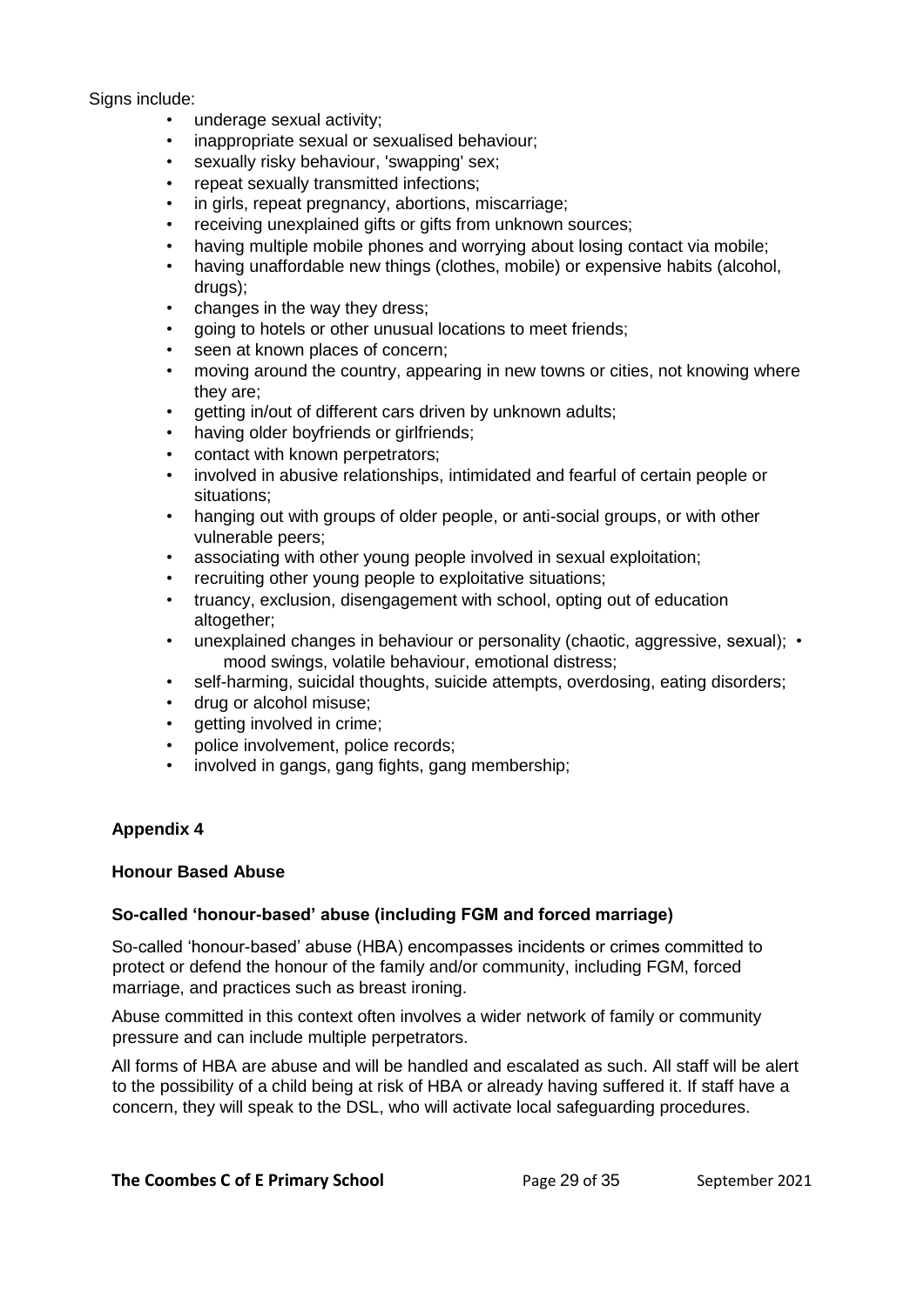Signs include:

- underage sexual activity;
- inappropriate sexual or sexualised behaviour;
- sexually risky behaviour, 'swapping' sex;
- repeat sexually transmitted infections;
- in girls, repeat pregnancy, abortions, miscarriage;
- receiving unexplained gifts or gifts from unknown sources;
- having multiple mobile phones and worrying about losing contact via mobile;
- having unaffordable new things (clothes, mobile) or expensive habits (alcohol, drugs);
- changes in the way they dress;
- going to hotels or other unusual locations to meet friends;
- seen at known places of concern;
- moving around the country, appearing in new towns or cities, not knowing where they are;
- getting in/out of different cars driven by unknown adults;
- having older boyfriends or girlfriends;
- contact with known perpetrators;
- involved in abusive relationships, intimidated and fearful of certain people or situations;
- hanging out with groups of older people, or anti-social groups, or with other vulnerable peers;
- associating with other young people involved in sexual exploitation;
- recruiting other young people to exploitative situations;
- truancy, exclusion, disengagement with school, opting out of education altogether;
- unexplained changes in behaviour or personality (chaotic, aggressive, sexual);
- mood swings, volatile behaviour, emotional distress;
- self-harming, suicidal thoughts, suicide attempts, overdosing, eating disorders;
- drug or alcohol misuse;
- getting involved in crime;
- police involvement, police records;
- involved in gangs, gang fights, gang membership;

## Appendix 4

### Honour Based Abuse

#### So-called 'honour-based' abuse (including FGM and forced marriage)

So-called 'honour-based' abuse (HBA) encompasses incidents or crimes committed to protect or defend the honour of the family and/or community, including FGM, forced marriage, and practices such as breast ironing.

Abuse committed in this context often involves a wider network of family or community pressure and can include multiple perpetrators.

All forms of HBA are abuse and will be handled and escalated as such. All staff will be alert to the possibility of a child being at risk of HBA or already having suffered it. If staff have a concern, they will speak to the DSL, who will activate local safeguarding procedures.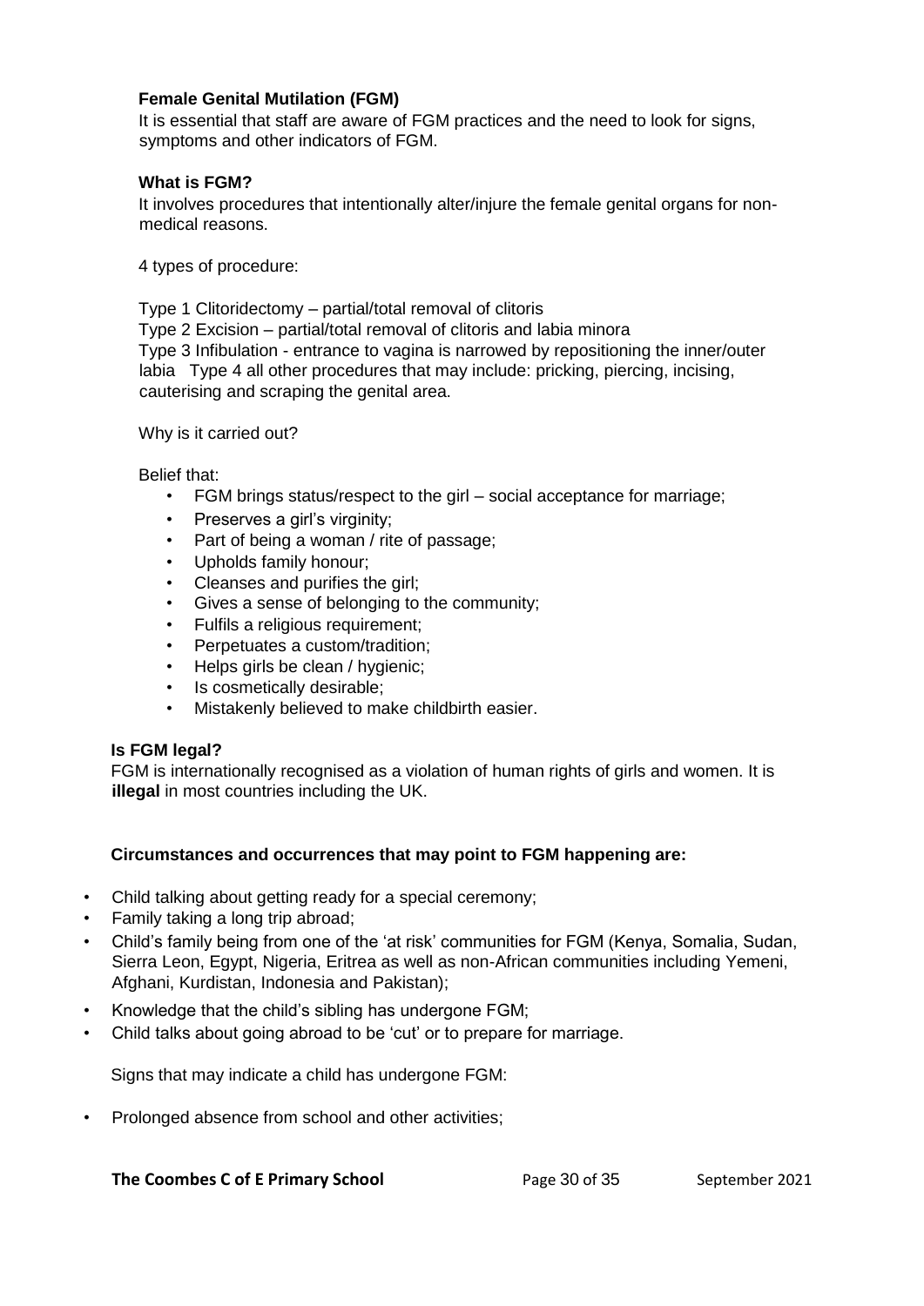**Female Genital Mutilation (FGM)**

It is essential that staff are aware of FGM practices and the need to look for signs, symptoms and other indicators of FGM.

**What is FGM?**

It involves procedures that intentionally alter/injure the female genital organs for non-medical reasons.

4 types of procedure:

Type 1 Clitoridectomy – partial/total removal of clitoris
Type 2 Excision – partial/total removal of clitoris and labia minora
Type 3 Infibulation - entrance to vagina is narrowed by repositioning the inner/outer labia Type 4 all other procedures that may include: pricking, piercing, incising, cauterising and scraping the genital area.

Why is it carried out?

Belief that:

- FGM brings status/respect to the girl – social acceptance for marriage;
- Preserves a girl's virginity;
- Part of being a woman / rite of passage;
- Upholds family honour;
- Cleanses and purifies the girl;
- Gives a sense of belonging to the community;
- Fulfils a religious requirement;
- Perpetuates a custom/tradition;
- Helps girls be clean / hygienic;
- Is cosmetically desirable;
- Mistakenly believed to make childbirth easier.

**Is FGM legal?**

FGM is internationally recognised as a violation of human rights of girls and women. It is **illegal** in most countries including the UK.

**Circumstances and occurrences that may point to FGM happening are:**

- Child talking about getting ready for a special ceremony;
- Family taking a long trip abroad;
- Child's family being from one of the 'at risk' communities for FGM (Kenya, Somalia, Sudan, Sierra Leon, Egypt, Nigeria, Eritrea as well as non-African communities including Yemeni, Afghani, Kurdistan, Indonesia and Pakistan);
- Knowledge that the child's sibling has undergone FGM;
- Child talks about going abroad to be 'cut' or to prepare for marriage.

Signs that may indicate a child has undergone FGM:

- Prolonged absence from school and other activities;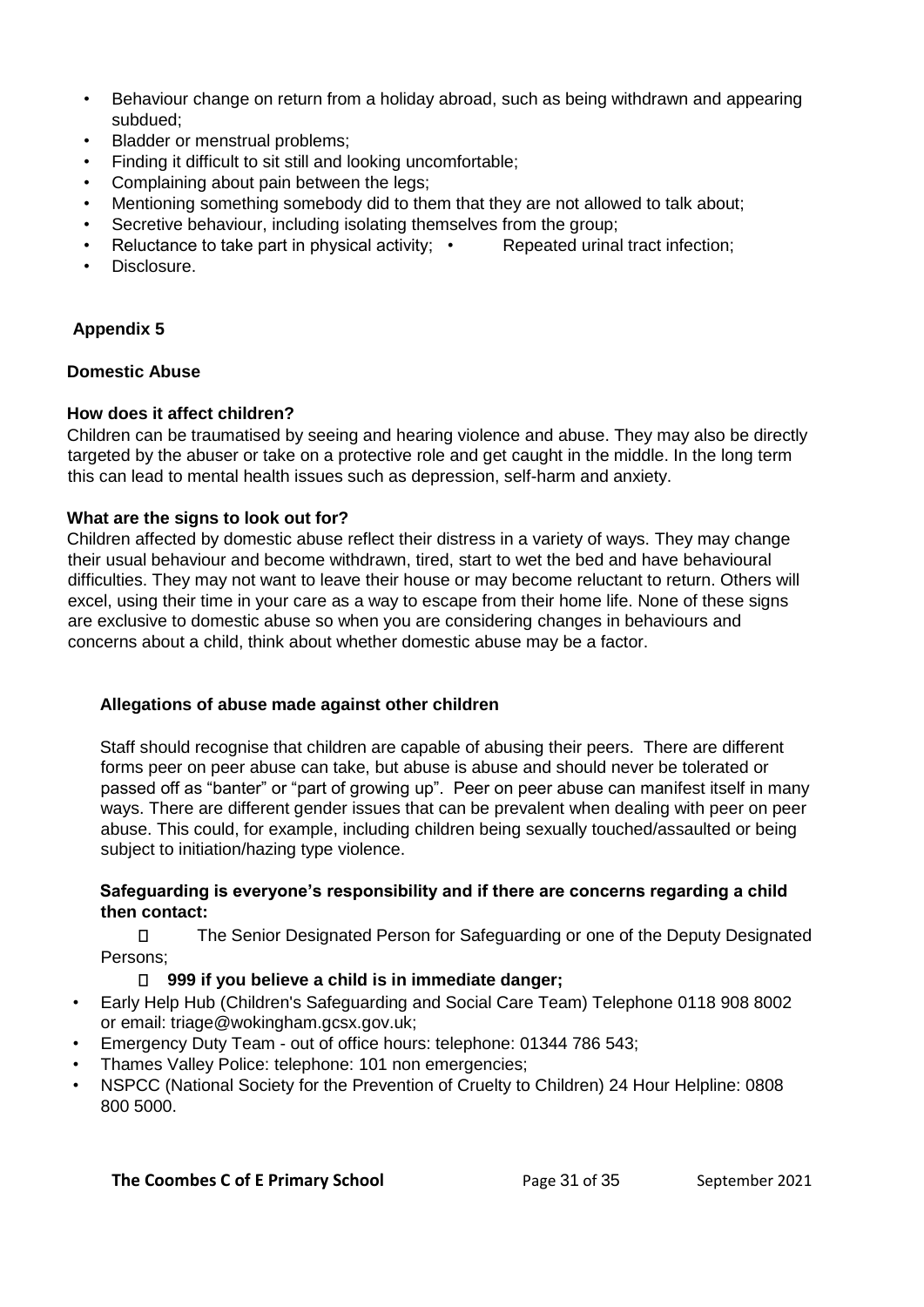- Behaviour change on return from a holiday abroad, such as being withdrawn and appearing subdued;
- Bladder or menstrual problems;
- Finding it difficult to sit still and looking uncomfortable;
- Complaining about pain between the legs;
- Mentioning something somebody did to them that they are not allowed to talk about;
- Secretive behaviour, including isolating themselves from the group;
- Reluctance to take part in physical activity;
- Repeated urinal tract infection;
- Disclosure.

## Appendix 5

### Domestic Abuse

**How does it affect children?**

Children can be traumatised by seeing and hearing violence and abuse. They may also be directly targeted by the abuser or take on a protective role and get caught in the middle. In the long term this can lead to mental health issues such as depression, self-harm and anxiety.

**What are the signs to look out for?**

Children affected by domestic abuse reflect their distress in a variety of ways. They may change their usual behaviour and become withdrawn, tired, start to wet the bed and have behavioural difficulties. They may not want to leave their house or may become reluctant to return. Others will excel, using their time in your care as a way to escape from their home life. None of these signs are exclusive to domestic abuse so when you are considering changes in behaviours and concerns about a child, think about whether domestic abuse may be a factor.

### Allegations of abuse made against other children

Staff should recognise that children are capable of abusing their peers. There are different forms peer on peer abuse can take, but abuse is abuse and should never be tolerated or passed off as "banter" or "part of growing up". Peer on peer abuse can manifest itself in many ways. There are different gender issues that can be prevalent when dealing with peer on peer abuse. This could, for example, including children being sexually touched/assaulted or being subject to initiation/hazing type violence.

**Safeguarding is everyone's responsibility and if there are concerns regarding a child then contact:**

- The Senior Designated Person for Safeguarding or one of the Deputy Designated Persons;
- **999 if you believe a child is in immediate danger;**
- Early Help Hub (Children's Safeguarding and Social Care Team) Telephone 0118 908 8002 or email: triage@wokingham.gcsx.gov.uk;
- Emergency Duty Team - out of office hours: telephone: 01344 786 543;
- Thames Valley Police: telephone: 101 non emergencies;
- NSPCC (National Society for the Prevention of Cruelty to Children) 24 Hour Helpline: 0808 800 5000.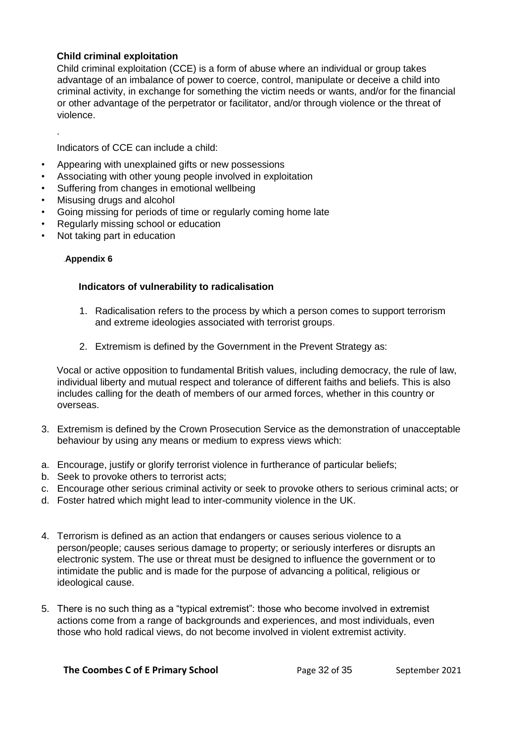**Child criminal exploitation**

Child criminal exploitation (CCE) is a form of abuse where an individual or group takes advantage of an imbalance of power to coerce, control, manipulate or deceive a child into criminal activity, in exchange for something the victim needs or wants, and/or for the financial or other advantage of the perpetrator or facilitator, and/or through violence or the threat of violence.

.

Indicators of CCE can include a child:

- Appearing with unexplained gifts or new possessions
- Associating with other young people involved in exploitation
- Suffering from changes in emotional wellbeing
- Misusing drugs and alcohol
- Going missing for periods of time or regularly coming home late
- Regularly missing school or education
- Not taking part in education

.**Appendix 6**

**Indicators of vulnerability to radicalisation**

1. Radicalisation refers to the process by which a person comes to support terrorism and extreme ideologies associated with terrorist groups.
2. Extremism is defined by the Government in the Prevent Strategy as:

Vocal or active opposition to fundamental British values, including democracy, the rule of law, individual liberty and mutual respect and tolerance of different faiths and beliefs. This is also includes calling for the death of members of our armed forces, whether in this country or overseas.

3. Extremism is defined by the Crown Prosecution Service as the demonstration of unacceptable behaviour by using any means or medium to express views which:

a. Encourage, justify or glorify terrorist violence in furtherance of particular beliefs;
b. Seek to provoke others to terrorist acts;
c. Encourage other serious criminal activity or seek to provoke others to serious criminal acts; or
d. Foster hatred which might lead to inter-community violence in the UK.

4. Terrorism is defined as an action that endangers or causes serious violence to a person/people; causes serious damage to property; or seriously interferes or disrupts an electronic system. The use or threat must be designed to influence the government or to intimidate the public and is made for the purpose of advancing a political, religious or ideological cause.

5. There is no such thing as a "typical extremist": those who become involved in extremist actions come from a range of backgrounds and experiences, and most individuals, even those who hold radical views, do not become involved in violent extremist activity.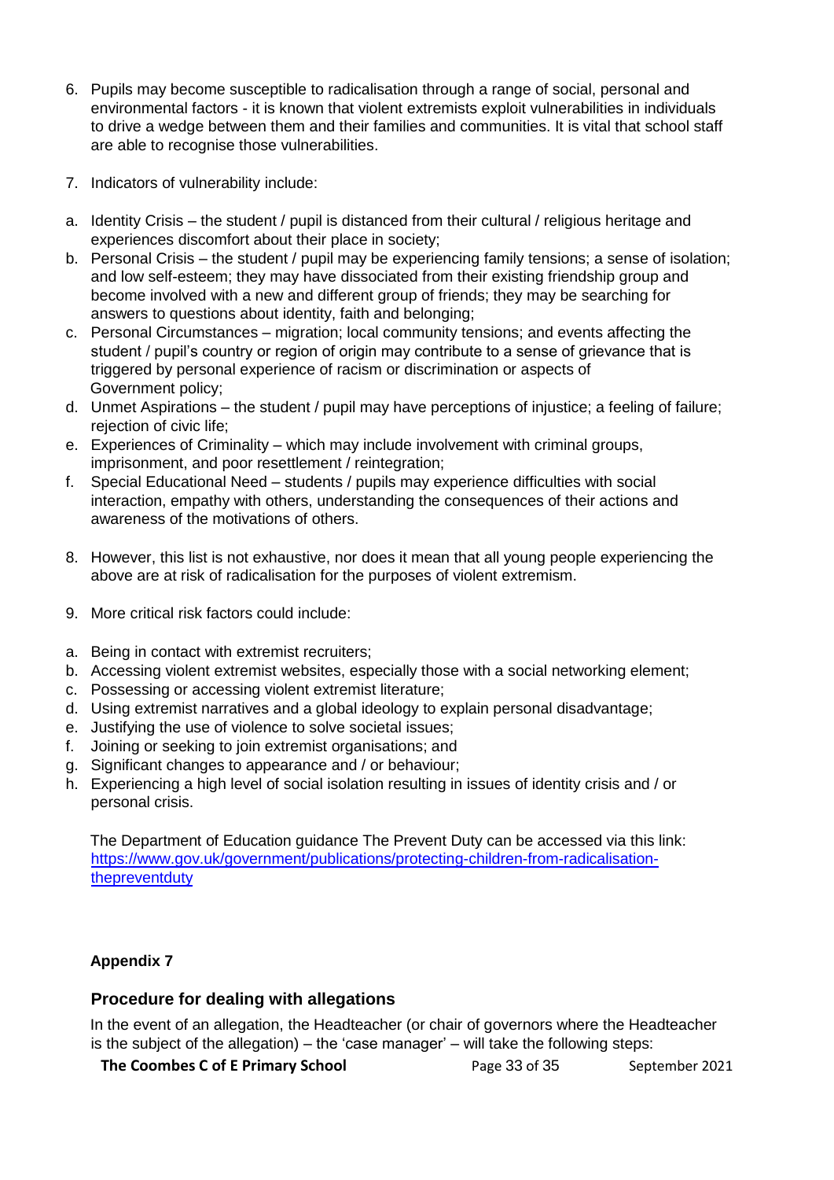6. Pupils may become susceptible to radicalisation through a range of social, personal and environmental factors - it is known that violent extremists exploit vulnerabilities in individuals to drive a wedge between them and their families and communities. It is vital that school staff are able to recognise those vulnerabilities.

7. Indicators of vulnerability include:

a. Identity Crisis – the student / pupil is distanced from their cultural / religious heritage and experiences discomfort about their place in society;
b. Personal Crisis – the student / pupil may be experiencing family tensions; a sense of isolation; and low self-esteem; they may have dissociated from their existing friendship group and become involved with a new and different group of friends; they may be searching for answers to questions about identity, faith and belonging;
c. Personal Circumstances – migration; local community tensions; and events affecting the student / pupil's country or region of origin may contribute to a sense of grievance that is triggered by personal experience of racism or discrimination or aspects of Government policy;
d. Unmet Aspirations – the student / pupil may have perceptions of injustice; a feeling of failure; rejection of civic life;
e. Experiences of Criminality – which may include involvement with criminal groups, imprisonment, and poor resettlement / reintegration;
f. Special Educational Need – students / pupils may experience difficulties with social interaction, empathy with others, understanding the consequences of their actions and awareness of the motivations of others.

8. However, this list is not exhaustive, nor does it mean that all young people experiencing the above are at risk of radicalisation for the purposes of violent extremism.

9. More critical risk factors could include:

a. Being in contact with extremist recruiters;
b. Accessing violent extremist websites, especially those with a social networking element;
c. Possessing or accessing violent extremist literature;
d. Using extremist narratives and a global ideology to explain personal disadvantage;
e. Justifying the use of violence to solve societal issues;
f. Joining or seeking to join extremist organisations; and
g. Significant changes to appearance and / or behaviour;
h. Experiencing a high level of social isolation resulting in issues of identity crisis and / or personal crisis.

The Department of Education guidance The Prevent Duty can be accessed via this link: [https://www.gov.uk/government/publications/protecting-children-from-radicalisation-thepreventduty](https://www.gov.uk/government/publications/protecting-children-from-radicalisation-thepreventduty)

**Appendix 7**

## Procedure for dealing with allegations

In the event of an allegation, the Headteacher (or chair of governors where the Headteacher is the subject of the allegation) – the 'case manager' – will take the following steps: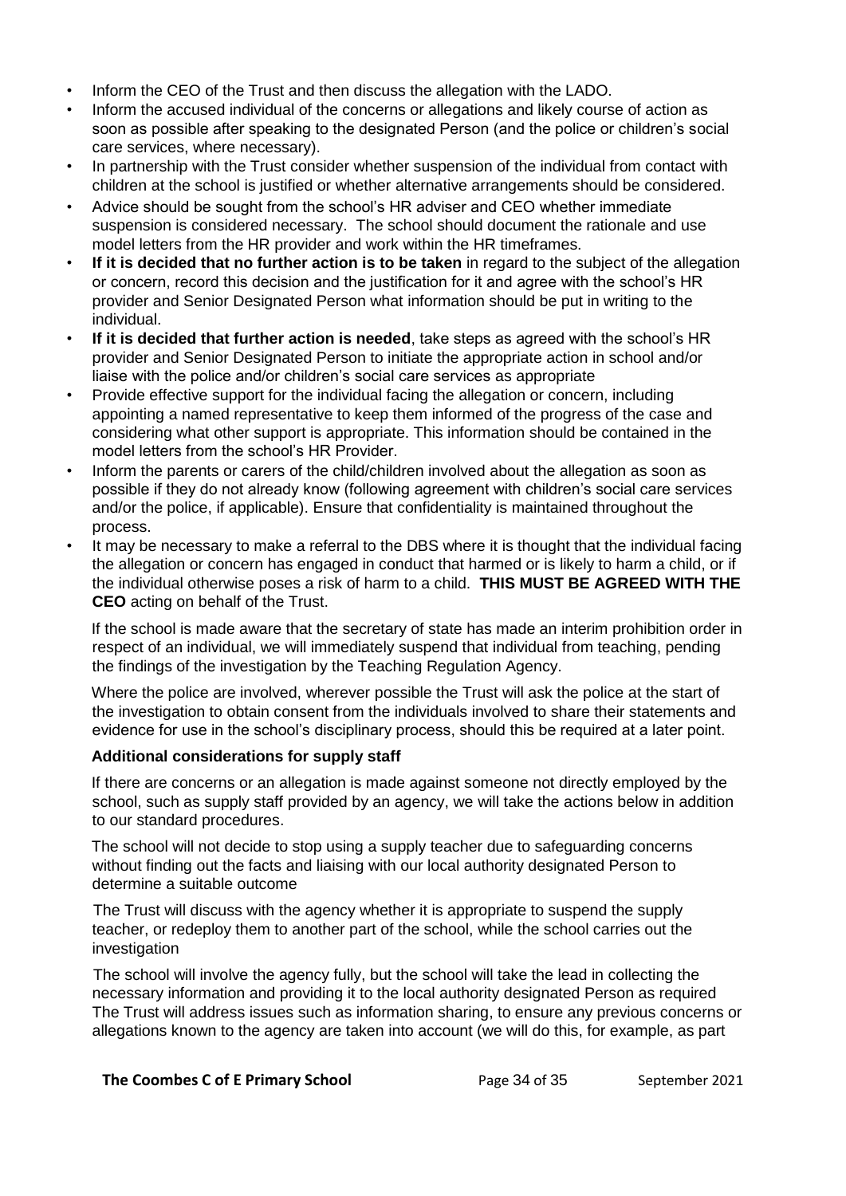- Inform the CEO of the Trust and then discuss the allegation with the LADO.
- Inform the accused individual of the concerns or allegations and likely course of action as soon as possible after speaking to the designated Person (and the police or children's social care services, where necessary).
- In partnership with the Trust consider whether suspension of the individual from contact with children at the school is justified or whether alternative arrangements should be considered.
- Advice should be sought from the school's HR adviser and CEO whether immediate suspension is considered necessary. The school should document the rationale and use model letters from the HR provider and work within the HR timeframes.
- **If it is decided that no further action is to be taken** in regard to the subject of the allegation or concern, record this decision and the justification for it and agree with the school's HR provider and Senior Designated Person what information should be put in writing to the individual.
- **If it is decided that further action is needed**, take steps as agreed with the school's HR provider and Senior Designated Person to initiate the appropriate action in school and/or liaise with the police and/or children's social care services as appropriate
- Provide effective support for the individual facing the allegation or concern, including appointing a named representative to keep them informed of the progress of the case and considering what other support is appropriate. This information should be contained in the model letters from the school's HR Provider.
- Inform the parents or carers of the child/children involved about the allegation as soon as possible if they do not already know (following agreement with children's social care services and/or the police, if applicable). Ensure that confidentiality is maintained throughout the process.
- It may be necessary to make a referral to the DBS where it is thought that the individual facing the allegation or concern has engaged in conduct that harmed or is likely to harm a child, or if the individual otherwise poses a risk of harm to a child. **THIS MUST BE AGREED WITH THE CEO** acting on behalf of the Trust.

If the school is made aware that the secretary of state has made an interim prohibition order in respect of an individual, we will immediately suspend that individual from teaching, pending the findings of the investigation by the Teaching Regulation Agency.

Where the police are involved, wherever possible the Trust will ask the police at the start of the investigation to obtain consent from the individuals involved to share their statements and evidence for use in the school's disciplinary process, should this be required at a later point.

**Additional considerations for supply staff**

If there are concerns or an allegation is made against someone not directly employed by the school, such as supply staff provided by an agency, we will take the actions below in addition to our standard procedures.

The school will not decide to stop using a supply teacher due to safeguarding concerns without finding out the facts and liaising with our local authority designated Person to determine a suitable outcome

The Trust will discuss with the agency whether it is appropriate to suspend the supply teacher, or redeploy them to another part of the school, while the school carries out the investigation

The school will involve the agency fully, but the school will take the lead in collecting the necessary information and providing it to the local authority designated Person as required
The Trust will address issues such as information sharing, to ensure any previous concerns or allegations known to the agency are taken into account (we will do this, for example, as part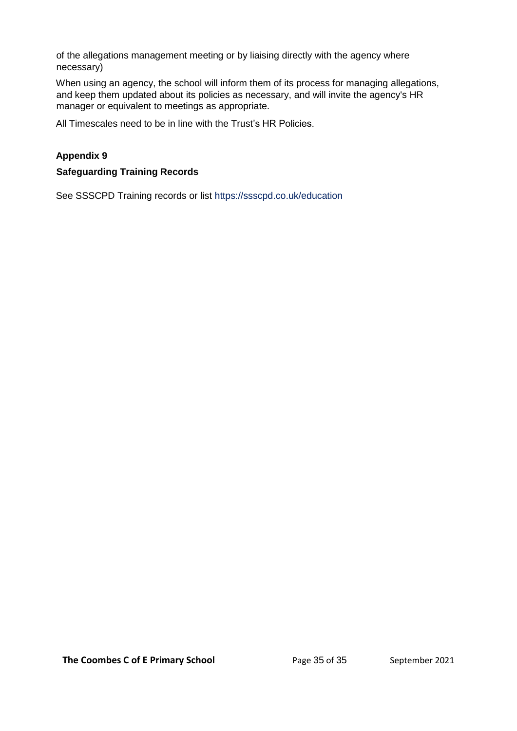of the allegations management meeting or by liaising directly with the agency where necessary)

When using an agency, the school will inform them of its process for managing allegations, and keep them updated about its policies as necessary, and will invite the agency's HR manager or equivalent to meetings as appropriate.

All Timescales need to be in line with the Trust's HR Policies.

**Appendix 9**

**Safeguarding Training Records**

See SSSCPD Training records or list https://ssscpd.co.uk/education